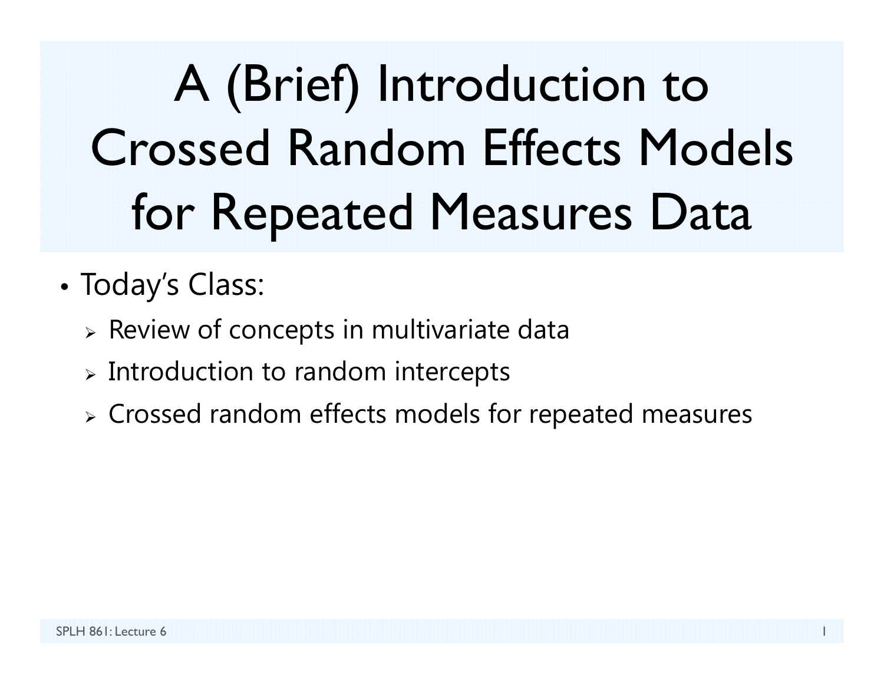# A (Brief) Introduction to Crossed Random Effects Models for Repeated Measures Data

- Today's Class:
  - Review of concepts in multivariate data
  - Introduction to random intercepts
  - Crossed random effects models for repeated measures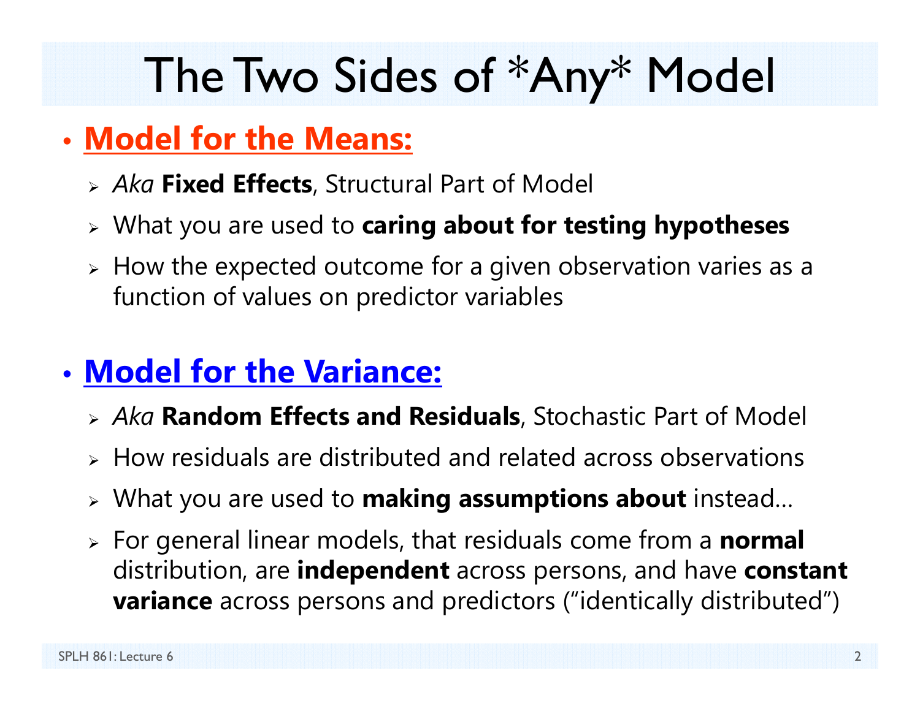# The Two Sides of *Any* Model

- **Model for the Means:**
  - *Aka* **Fixed Effects**, Structural Part of Model
  - What you are used to **caring about for testing hypotheses**
  - How the expected outcome for a given observation varies as a function of values on predictor variables

- **Model for the Variance:**
  - *Aka* **Random Effects and Residuals**, Stochastic Part of Model
  - How residuals are distributed and related across observations
  - What you are used to **making assumptions about** instead…
  - For general linear models, that residuals come from a **normal** distribution, are **independent** across persons, and have **constant variance** across persons and predictors ("identically distributed")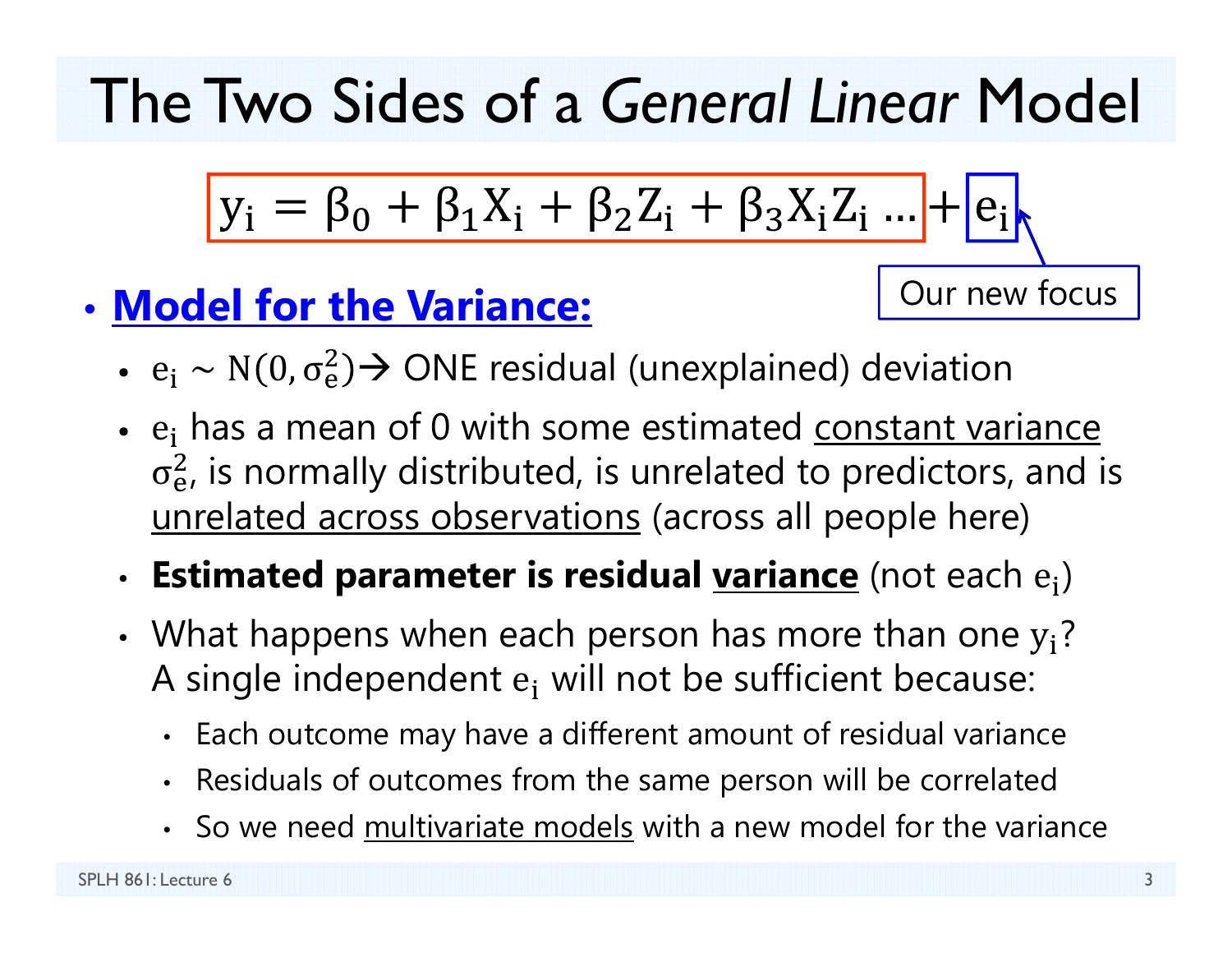# The Two Sides of a *General Linear* Model

$$y_i = \beta_0 + \beta_1 X_i + \beta_2 Z_i + \beta_3 X_i Z_i \ldots + e_i$$

Our new focus

- **Model for the Variance:**
  - $e_i \sim N(0, \sigma_e^2) \rightarrow$ ONE residual (unexplained) deviation
  - $e_i$ has a mean of 0 with some estimated constant variance $\sigma_e^2$, is normally distributed, is unrelated to predictors, and is unrelated across observations (across all people here)
  - **Estimated parameter is residual variance** (not each $e_i$)
  - What happens when each person has more than one $y_i$? A single independent $e_i$ will not be sufficient because:
    - Each outcome may have a different amount of residual variance
    - Residuals of outcomes from the same person will be correlated
    - So we need multivariate models with a new model for the variance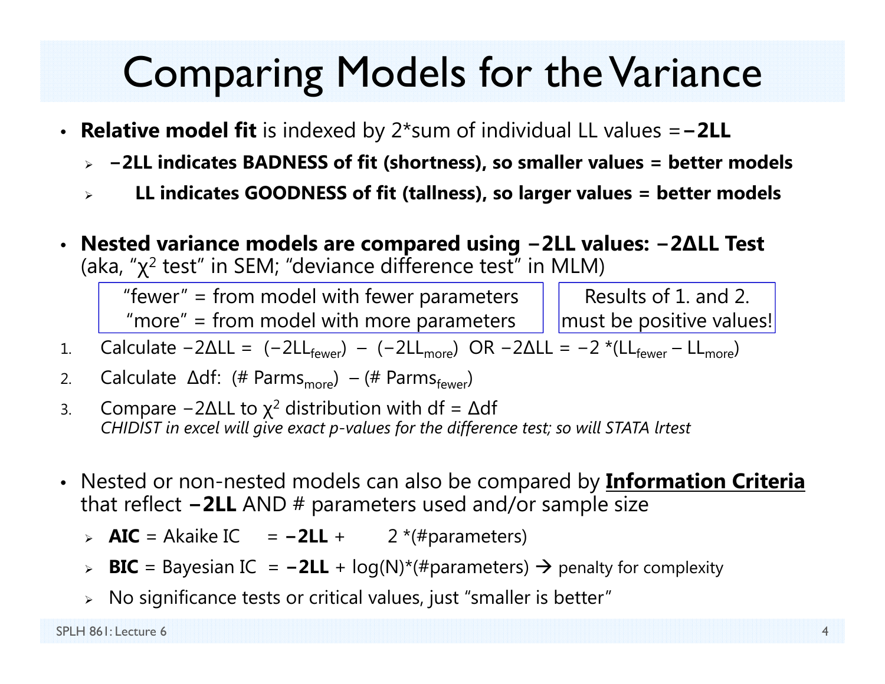# Comparing Models for the Variance

- **Relative model fit** is indexed by 2*sum of individual LL values = **−2LL**
  - **−2LL indicates BADNESS of fit (shortness), so smaller values = better models**
  - **LL indicates GOODNESS of fit (tallness), so larger values = better models**

- **Nested variance models are compared using −2LL values: −2ΔLL Test** (aka, "$\chi^2$ test" in SEM; "deviance difference test" in MLM)

  "fewer" = from model with fewer parameters
  "more" = from model with more parameters

  Results of 1. and 2. must be positive values!

1. Calculate $-2\Delta LL = (-2LL_{fewer}) - (-2LL_{more})$ OR $-2\Delta LL = -2 * (LL_{fewer} - LL_{more})$
2. Calculate Δdf: $(\#\ Parms_{more}) - (\#\ Parms_{fewer})$
3. Compare −2ΔLL to $\chi^2$ distribution with df = Δdf
   *CHIDIST in excel will give exact p-values for the difference test; so will STATA lrtest*

- Nested or non-nested models can also be compared by <u>**Information Criteria**</u> that reflect **−2LL** AND # parameters used and/or sample size
  - **AIC** = Akaike IC = **−2LL** + 2 *(#parameters)
  - **BIC** = Bayesian IC = **−2LL** + log(N)*(#parameters) → penalty for complexity
  - No significance tests or critical values, just "smaller is better"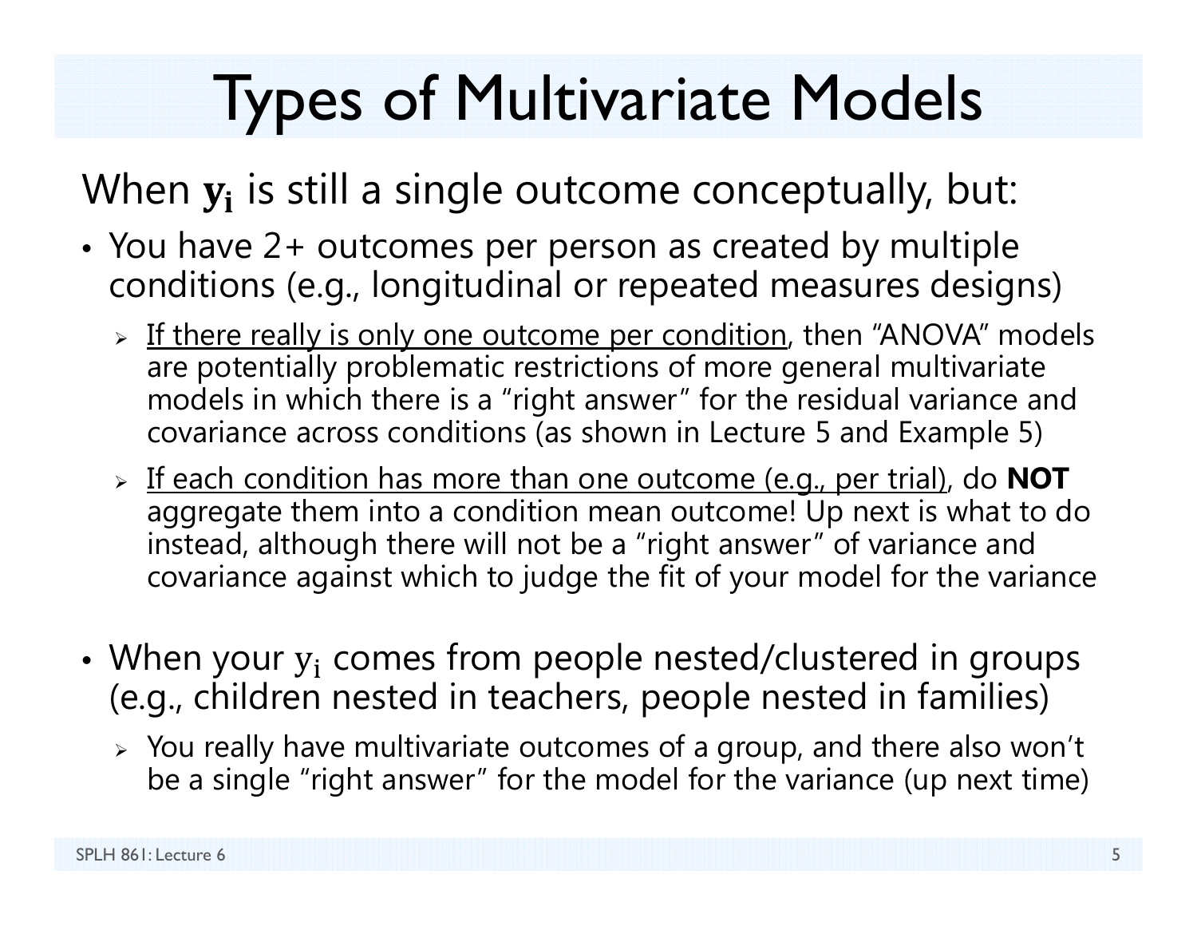# Types of Multivariate Models

When $\mathbf{y_i}$ is still a single outcome conceptually, but:

- You have 2+ outcomes per person as created by multiple conditions (e.g., longitudinal or repeated measures designs)
  - If there really is only one outcome per condition, then "ANOVA" models are potentially problematic restrictions of more general multivariate models in which there is a "right answer" for the residual variance and covariance across conditions (as shown in Lecture 5 and Example 5)
  - If each condition has more than one outcome (e.g., per trial), do **NOT** aggregate them into a condition mean outcome! Up next is what to do instead, although there will not be a "right answer" of variance and covariance against which to judge the fit of your model for the variance

- When your $\mathrm{y_i}$ comes from people nested/clustered in groups (e.g., children nested in teachers, people nested in families)
  - You really have multivariate outcomes of a group, and there also won't be a single "right answer" for the model for the variance (up next time)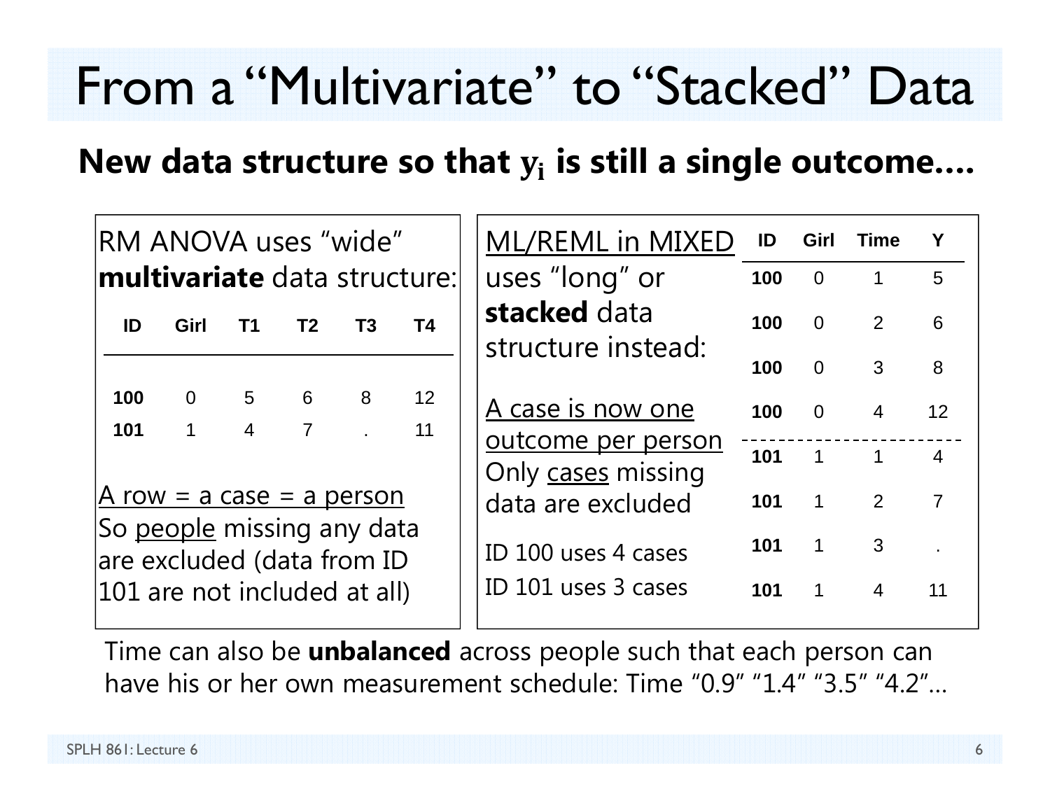# From a "Multivariate" to "Stacked" Data

**New data structure so that $y_i$ is still a single outcome….**

RM ANOVA uses "wide" **multivariate** data structure:

| ID | Girl | T1 | T2 | T3 | T4 |
|---|---|---|---|---|---|
| **100** | 0 | 5 | 6 | 8 | 12 |
| **101** | 1 | 4 | 7 | . | 11 |

A row = a case = a person
So people missing any data are excluded (data from ID 101 are not included at all)

ML/REML in MIXED uses "long" or **stacked** data structure instead:

A case is now one outcome per person
Only cases missing data are excluded

ID 100 uses 4 cases
ID 101 uses 3 cases

| ID | Girl | Time | Y |
|---|---|---|---|
| **100** | 0 | 1 | 5 |
| **100** | 0 | 2 | 6 |
| **100** | 0 | 3 | 8 |
| **100** | 0 | 4 | 12 |
| **101** | 1 | 1 | 4 |
| **101** | 1 | 2 | 7 |
| **101** | 1 | 3 | . |
| **101** | 1 | 4 | 11 |

Time can also be **unbalanced** across people such that each person can have his or her own measurement schedule: Time "0.9" "1.4" "3.5" "4.2"…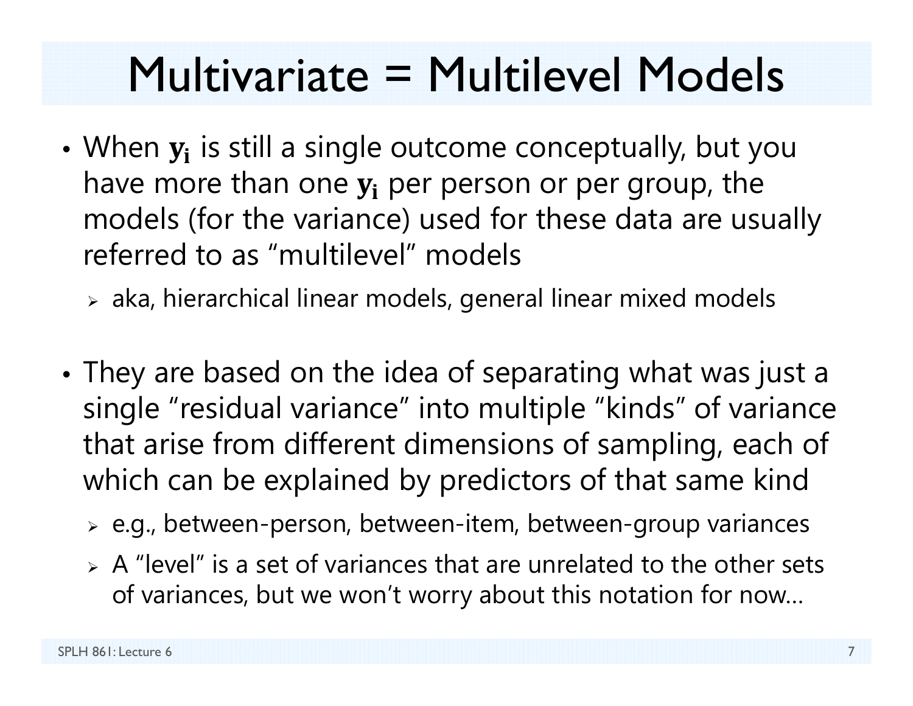# Multivariate = Multilevel Models

- When $\mathbf{y_i}$ is still a single outcome conceptually, but you have more than one $\mathbf{y_i}$ per person or per group, the models (for the variance) used for these data are usually referred to as "multilevel" models
  - aka, hierarchical linear models, general linear mixed models

- They are based on the idea of separating what was just a single "residual variance" into multiple "kinds" of variance that arise from different dimensions of sampling, each of which can be explained by predictors of that same kind
  - e.g., between-person, between-item, between-group variances
  - A "level" is a set of variances that are unrelated to the other sets of variances, but we won't worry about this notation for now…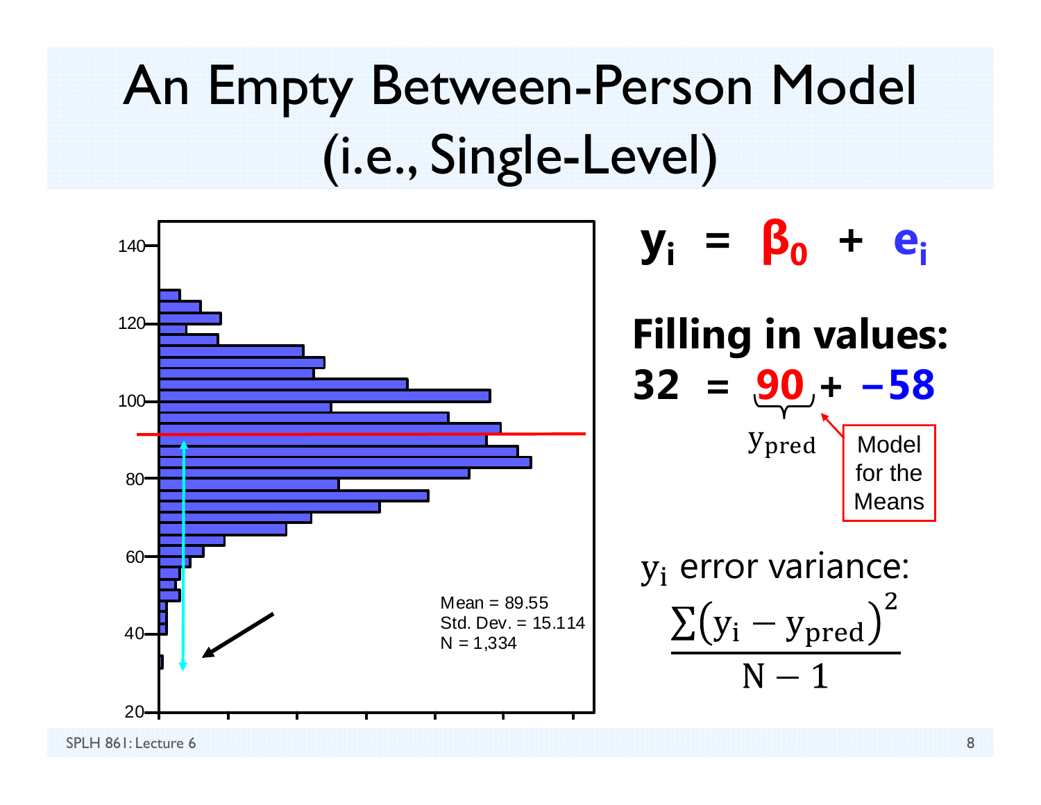# An Empty Between-Person Model (i.e., Single-Level)

Mean = 89.55
Std. Dev. = 15.114
N = 1,334

$$\mathbf{y_i} = \boldsymbol{\beta_0} + \mathbf{e_i}$$

**Filling in values:**

$$\mathbf{32} = \underbrace{\mathbf{90}}_{y_{pred}} + \mathbf{-58}$$

Model for the Means

$y_i$ error variance:

$$\frac{\sum (y_i - y_{pred})^2}{N - 1}$$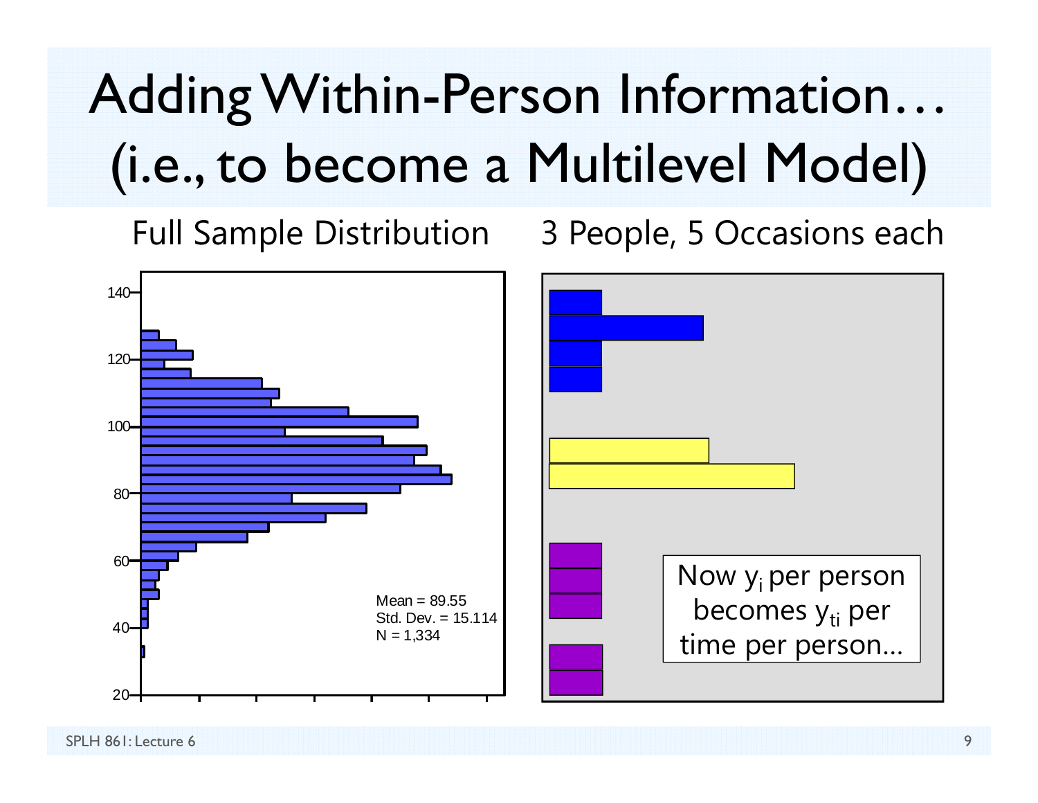# Adding Within-Person Information… (i.e., to become a Multilevel Model)

Full Sample Distribution

140

120

100

80

60

40

20

Mean = 89.55
Std. Dev. = 15.114
N = 1,334

3 People, 5 Occasions each

Now $y_i$ per person becomes $y_{ti}$ per time per person…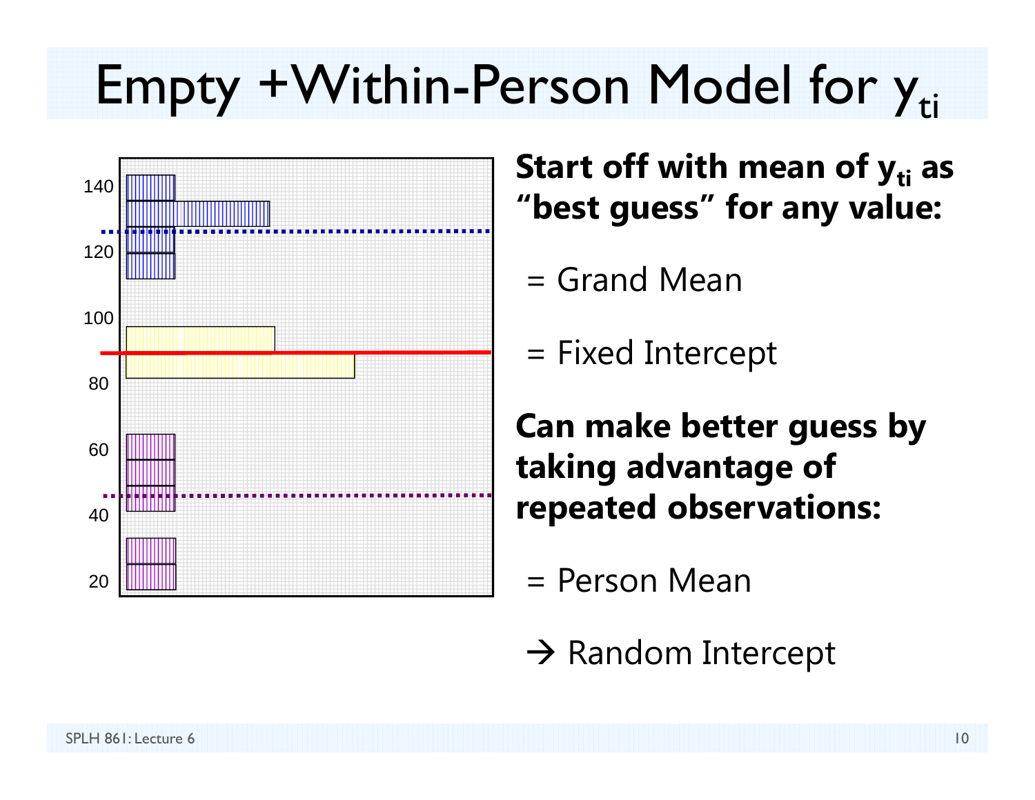# Empty +Within-Person Model for $y_{ti}$

140

120

100

80

60

40

20

**Start off with mean of $y_{ti}$ as "best guess" for any value:**

= Grand Mean

= Fixed Intercept

**Can make better guess by taking advantage of repeated observations:**

= Person Mean

→ Random Intercept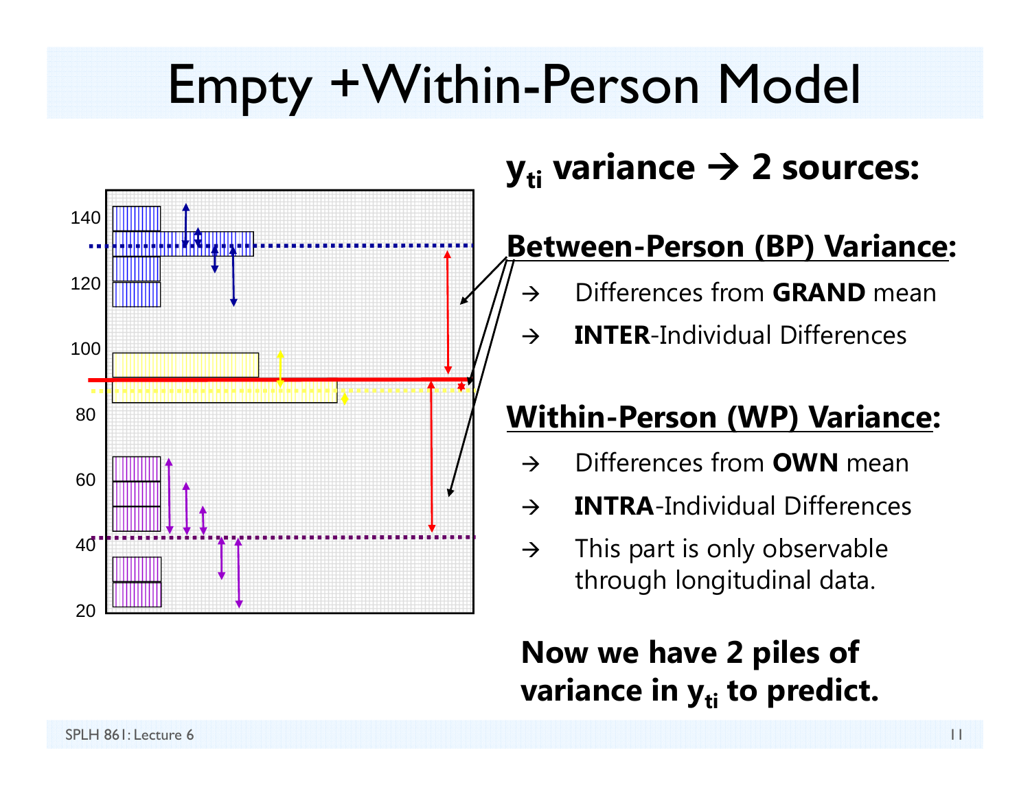# Empty +Within-Person Model

## $y_{ti}$ variance → 2 sources:

**Between-Person (BP) Variance:**

- → Differences from **GRAND** mean
- → **INTER**-Individual Differences

**Within-Person (WP) Variance:**

- → Differences from **OWN** mean
- → **INTRA**-Individual Differences
- → This part is only observable through longitudinal data.

**Now we have 2 piles of variance in $y_{ti}$ to predict.**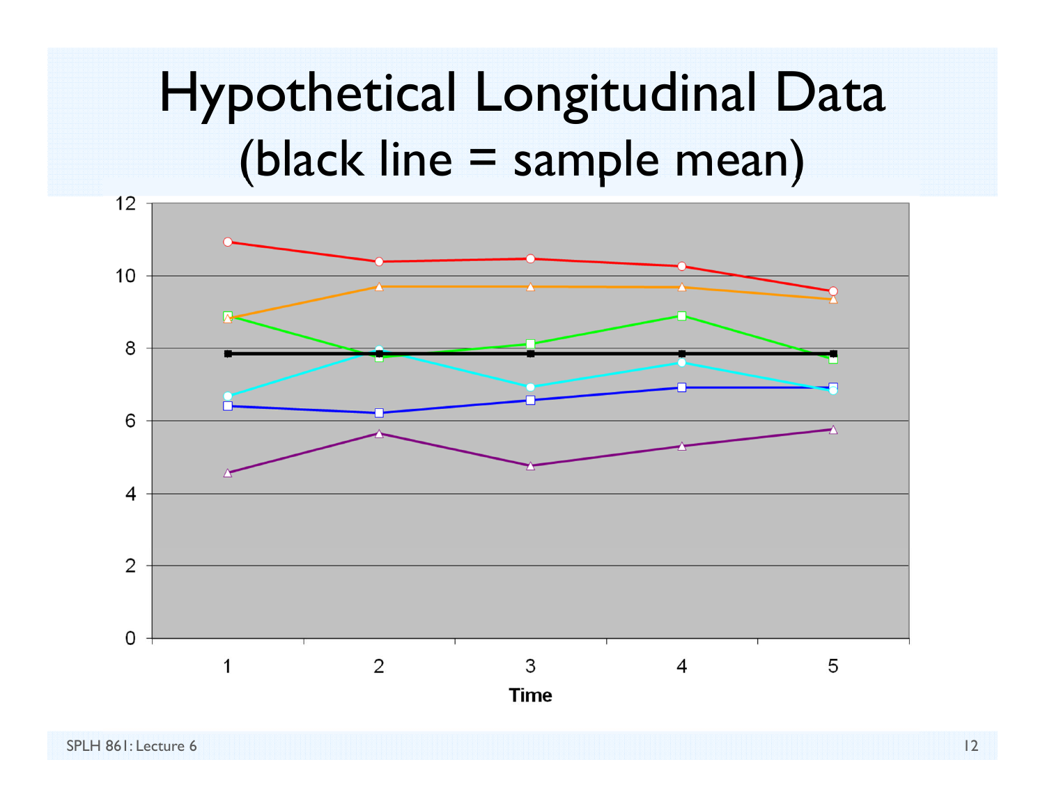# Hypothetical Longitudinal Data
## (black line = sample mean)

12
10
8
6
4
2
0

1
2
3
4
5

Time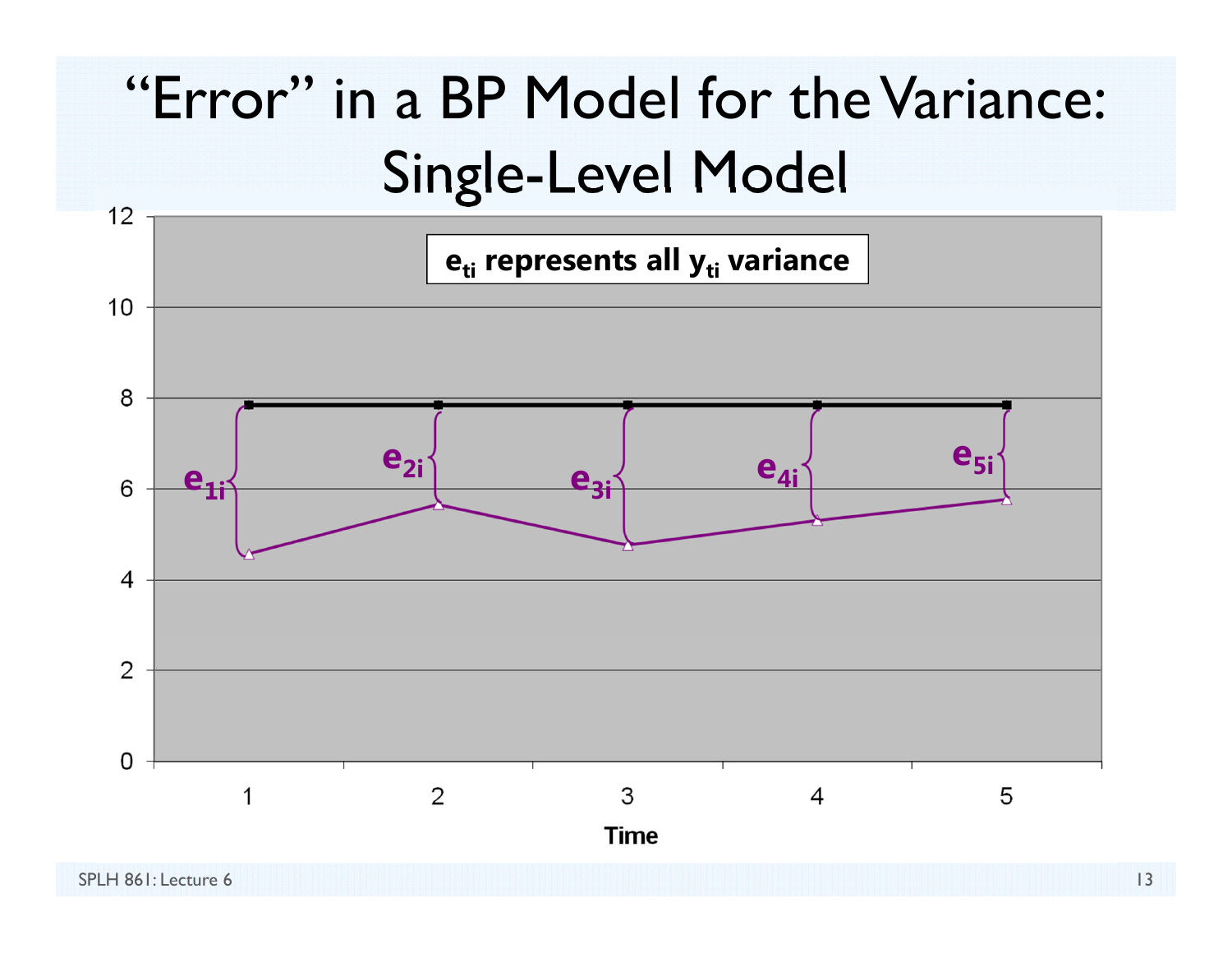# "Error" in a BP Model for the Variance: Single-Level Model

$e_{ti}$ represents all $y_{ti}$ variance

12
10
8
6
4
2
0

$e_{1i}$
$e_{2i}$
$e_{3i}$
$e_{4i}$
$e_{5i}$

1
2
3
4
5

Time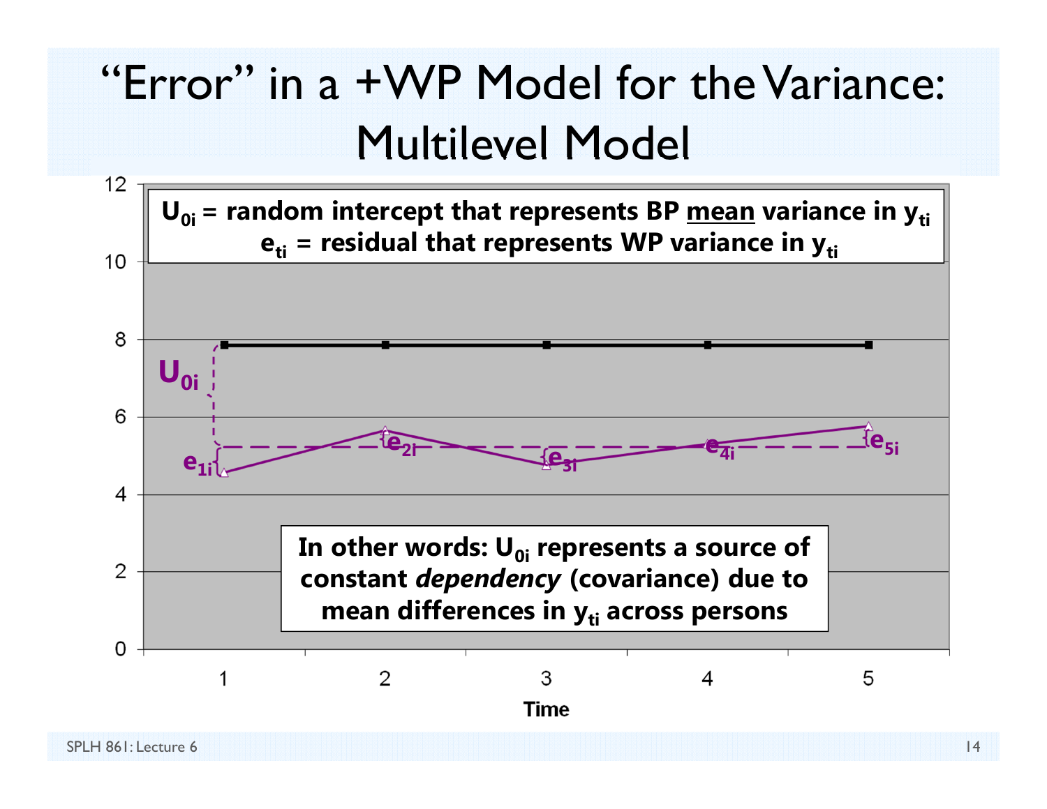# "Error" in a +WP Model for the Variance: Multilevel Model

**$U_{0i}$ = random intercept that represents BP <u>mean</u> variance in $y_{ti}$**
**$e_{ti}$ = residual that represents WP variance in $y_{ti}$**

12
10
8
6
4
2
0

$U_{0i}$

$e_{1i}$ $e_{2i}$ $e_{3i}$ $e_{4i}$ $e_{5i}$

**In other words: $U_{0i}$ represents a source of constant *dependency* (covariance) due to mean differences in $y_{ti}$ across persons**

1 2 3 4 5

Time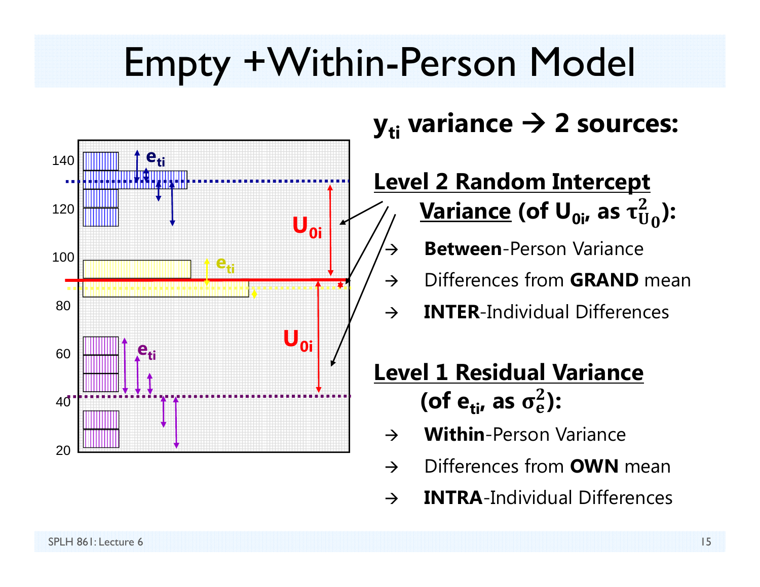# Empty +Within-Person Model

140
120
100
80
60
40
20

$e_{ti}$

$U_{0i}$

$e_{ti}$

$U_{0i}$

$e_{ti}$

## $y_{ti}$ variance → 2 sources:

### Level 2 Random Intercept Variance (of $U_{0i}$, as $\tau^2_{U_0}$):

- → **Between**-Person Variance
- → Differences from **GRAND** mean
- → **INTER**-Individual Differences

### Level 1 Residual Variance (of $e_{ti}$, as $\sigma^2_e$):

- → **Within**-Person Variance
- → Differences from **OWN** mean
- → **INTRA**-Individual Differences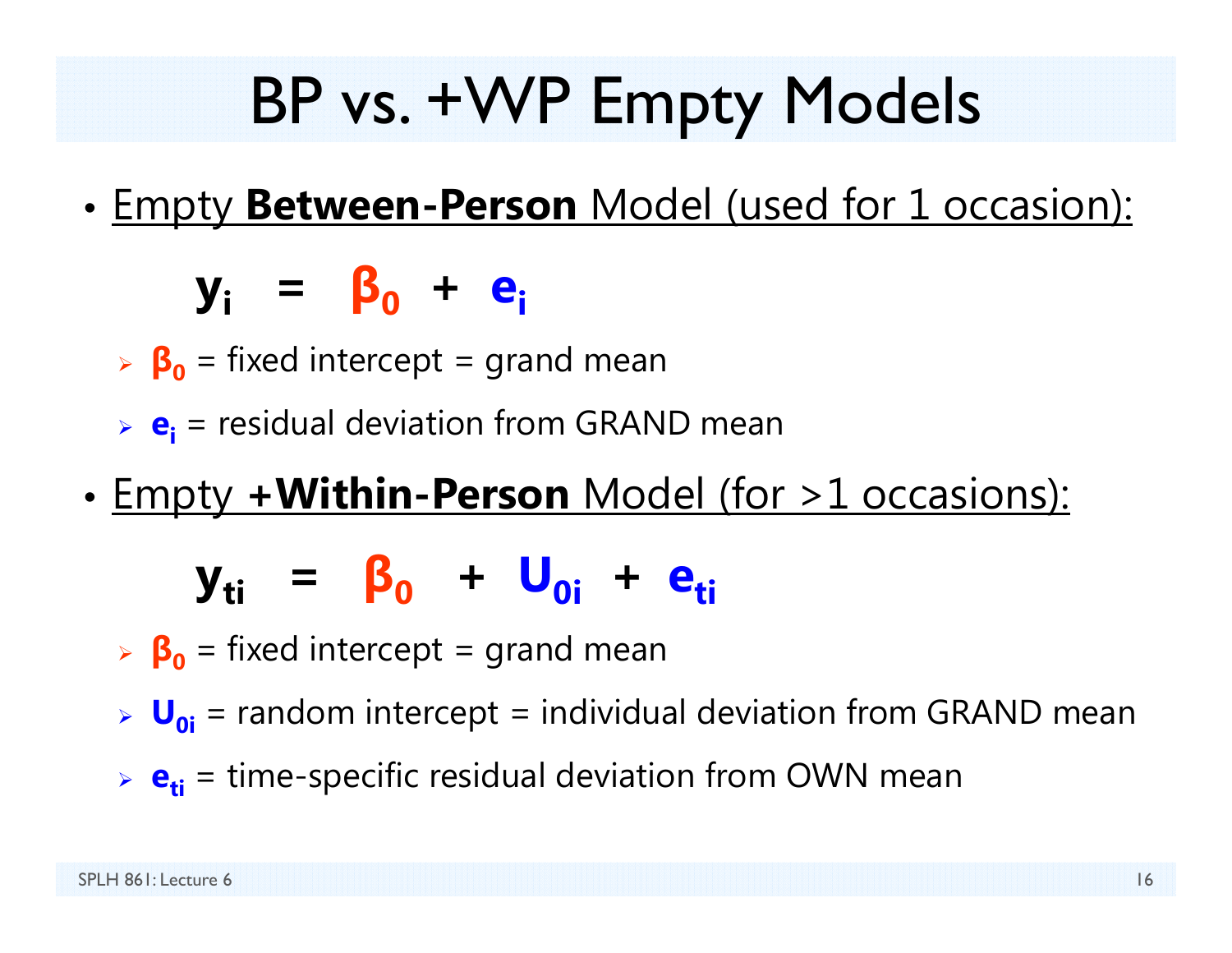# BP vs. +WP Empty Models

- Empty **Between-Person** Model (used for 1 occasion):

$$y_i \;=\; \beta_0 \;+\; e_i$$

  - $\beta_0$ = fixed intercept = grand mean
  - $e_i$ = residual deviation from GRAND mean

- Empty **+Within-Person** Model (for >1 occasions):

$$y_{ti} \;=\; \beta_0 \;+\; U_{0i} \;+\; e_{ti}$$

  - $\beta_0$ = fixed intercept = grand mean
  - $U_{0i}$ = random intercept = individual deviation from GRAND mean
  - $e_{ti}$ = time-specific residual deviation from OWN mean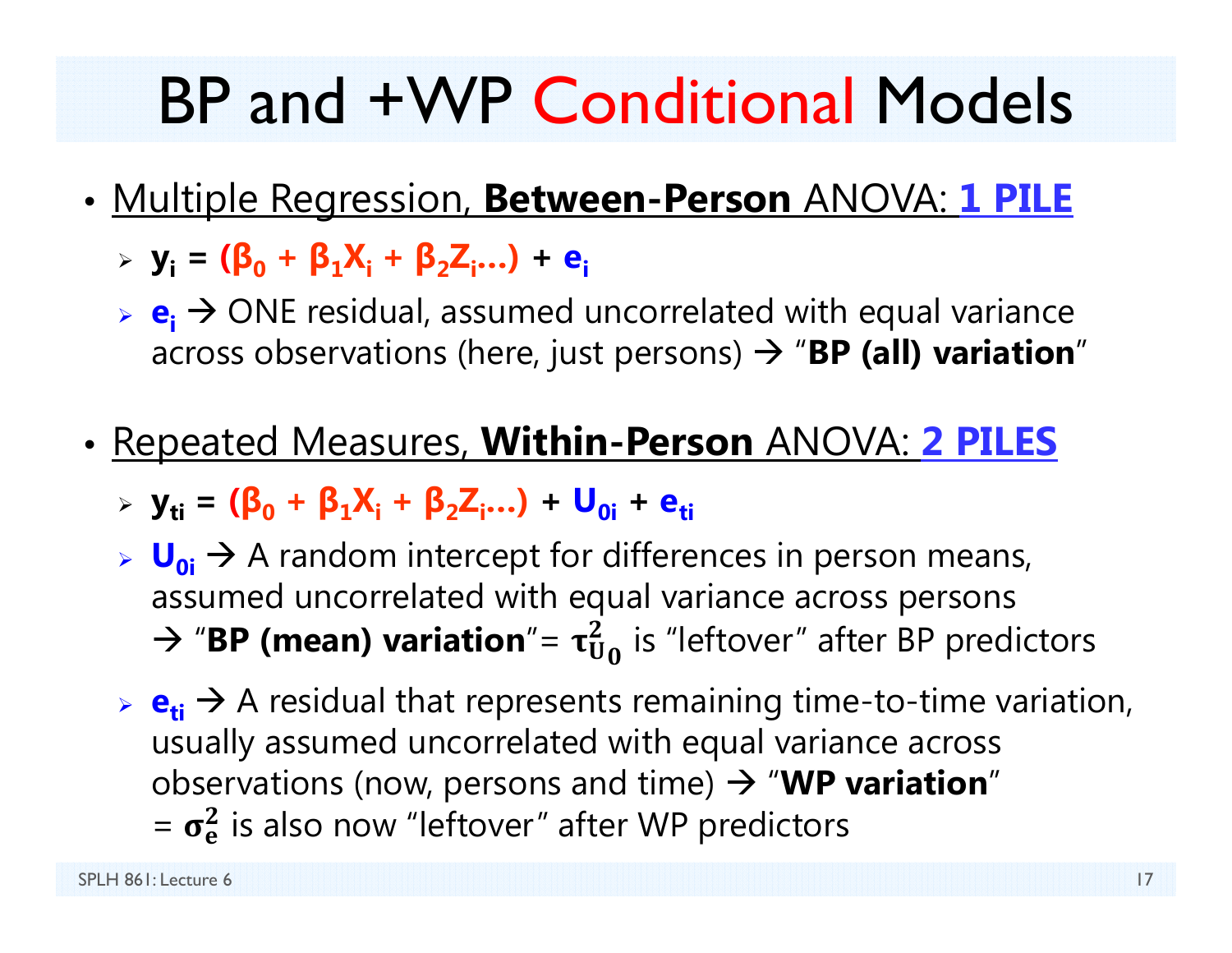# BP and +WP Conditional Models

- <u>Multiple Regression, **Between-Person** ANOVA: **1 PILE**</u>
  - $\mathbf{y_i = (\beta_0 + \beta_1 X_i + \beta_2 Z_i \ldots) + e_i}$
  - $\mathbf{e_i}$ → ONE residual, assumed uncorrelated with equal variance across observations (here, just persons) → "**BP (all) variation**"

- <u>Repeated Measures, **Within-Person** ANOVA: **2 PILES**</u>
  - $\mathbf{y_{ti} = (\beta_0 + \beta_1 X_i + \beta_2 Z_i \ldots) + U_{0i} + e_{ti}}$
  - $\mathbf{U_{0i}}$ → A random intercept for differences in person means, assumed uncorrelated with equal variance across persons → "**BP (mean) variation**"= $\boldsymbol{\tau^2_{U_0}}$ is "leftover" after BP predictors
  - $\mathbf{e_{ti}}$ → A residual that represents remaining time-to-time variation, usually assumed uncorrelated with equal variance across observations (now, persons and time) → "**WP variation**" = $\boldsymbol{\sigma^2_e}$ is also now "leftover" after WP predictors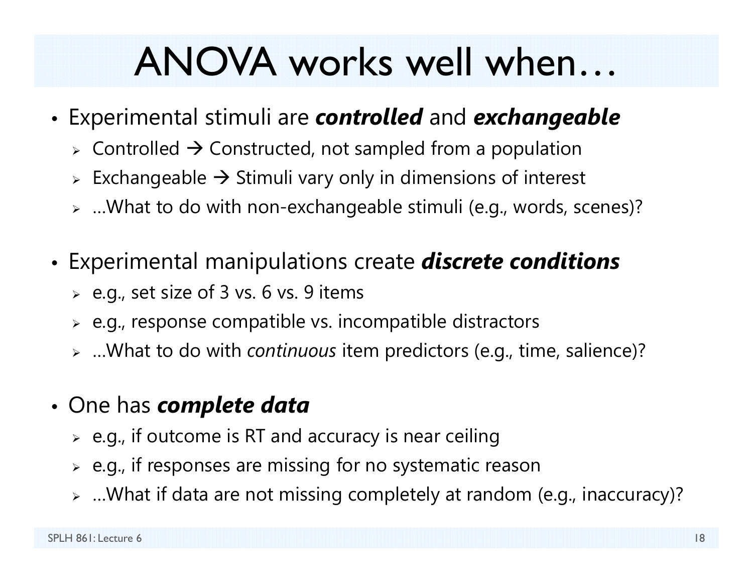# ANOVA works well when…

- Experimental stimuli are ***controlled*** and ***exchangeable***
  - Controlled → Constructed, not sampled from a population
  - Exchangeable → Stimuli vary only in dimensions of interest
  - …What to do with non-exchangeable stimuli (e.g., words, scenes)?

- Experimental manipulations create ***discrete conditions***
  - e.g., set size of 3 vs. 6 vs. 9 items
  - e.g., response compatible vs. incompatible distractors
  - …What to do with *continuous* item predictors (e.g., time, salience)?

- One has ***complete data***
  - e.g., if outcome is RT and accuracy is near ceiling
  - e.g., if responses are missing for no systematic reason
  - …What if data are not missing completely at random (e.g., inaccuracy)?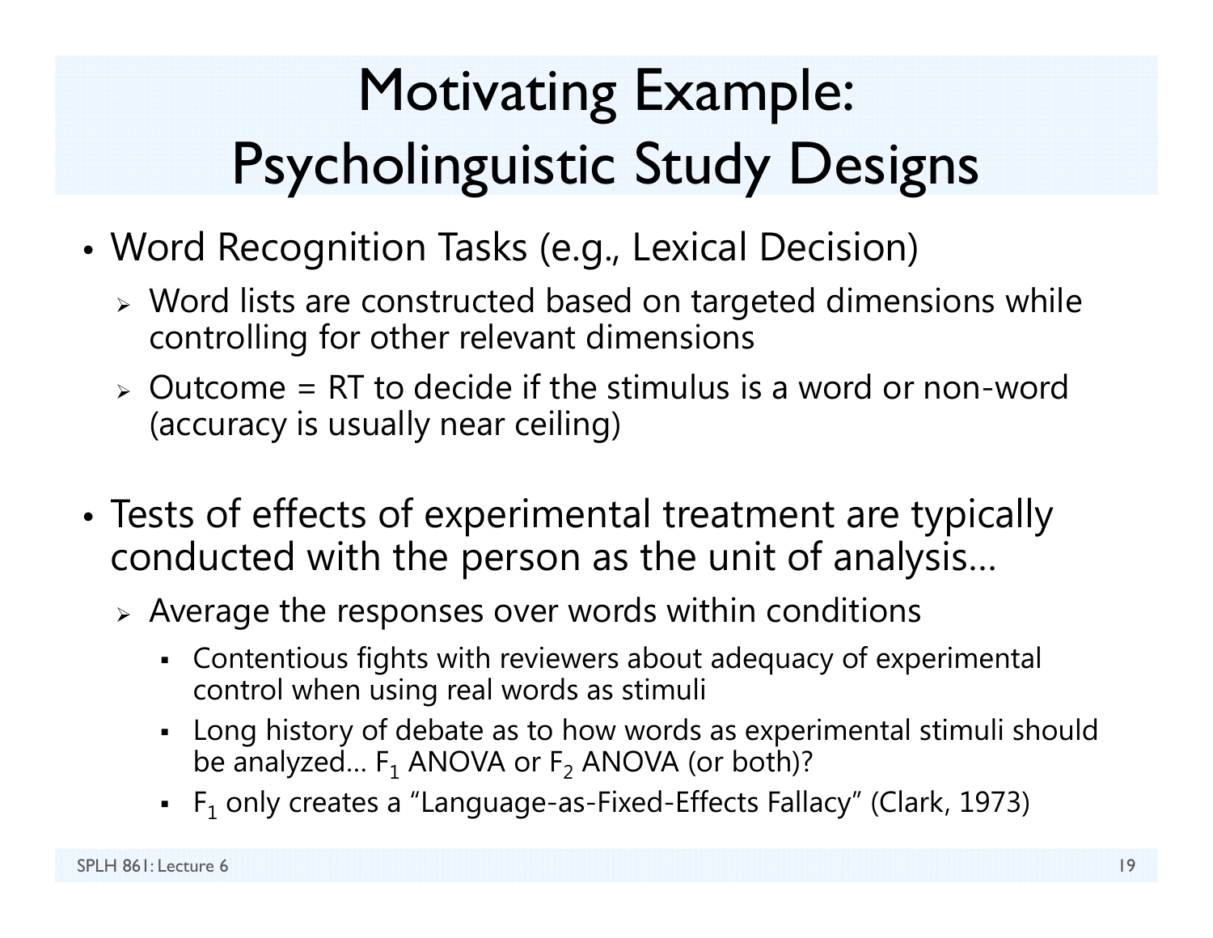# Motivating Example: Psycholinguistic Study Designs

- Word Recognition Tasks (e.g., Lexical Decision)
  - Word lists are constructed based on targeted dimensions while controlling for other relevant dimensions
  - Outcome = RT to decide if the stimulus is a word or non-word (accuracy is usually near ceiling)

- Tests of effects of experimental treatment are typically conducted with the person as the unit of analysis…
  - Average the responses over words within conditions
    - Contentious fights with reviewers about adequacy of experimental control when using real words as stimuli
    - Long history of debate as to how words as experimental stimuli should be analyzed… $F_1$ ANOVA or $F_2$ ANOVA (or both)?
    - $F_1$ only creates a "Language-as-Fixed-Effects Fallacy" (Clark, 1973)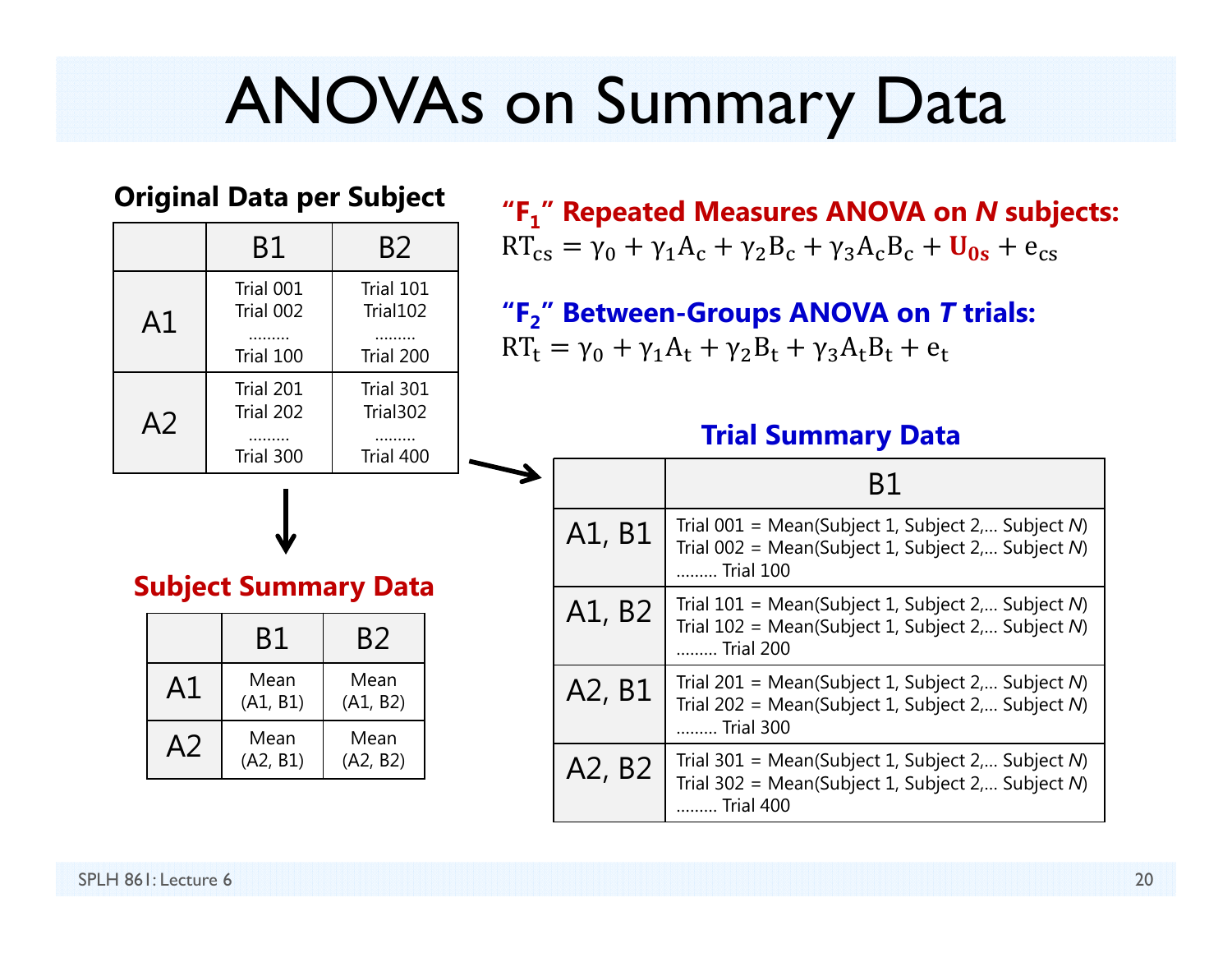# ANOVAs on Summary Data

**Original Data per Subject**

| | B1 | B2 |
|---|---|---|
| A1 | Trial 001<br>Trial 002<br>.........<br>Trial 100 | Trial 101<br>Trial102<br>.........<br>Trial 200 |
| A2 | Trial 201<br>Trial 202<br>.........<br>Trial 300 | Trial 301<br>Trial302<br>.........<br>Trial 400 |

**"$F_1$" Repeated Measures ANOVA on *N* subjects:**

$$\mathrm{RT}_{cs} = \gamma_0 + \gamma_1 \mathrm{A}_c + \gamma_2 \mathrm{B}_c + \gamma_3 \mathrm{A}_c \mathrm{B}_c + \mathbf{U_{0s}} + \mathrm{e}_{cs}$$

**"$F_2$" Between-Groups ANOVA on *T* trials:**

$$\mathrm{RT}_t = \gamma_0 + \gamma_1 \mathrm{A}_t + \gamma_2 \mathrm{B}_t + \gamma_3 \mathrm{A}_t \mathrm{B}_t + \mathrm{e}_t$$

**Subject Summary Data**

| | B1 | B2 |
|---|---|---|
| A1 | Mean (A1, B1) | Mean (A1, B2) |
| A2 | Mean (A2, B1) | Mean (A2, B2) |

**Trial Summary Data**

| | B1 |
|---|---|
| A1, B1 | Trial 001 = Mean(Subject 1, Subject 2,... Subject *N*)<br>Trial 002 = Mean(Subject 1, Subject 2,... Subject *N*)<br>......... Trial 100 |
| A1, B2 | Trial 101 = Mean(Subject 1, Subject 2,... Subject *N*)<br>Trial 102 = Mean(Subject 1, Subject 2,... Subject *N*)<br>......... Trial 200 |
| A2, B1 | Trial 201 = Mean(Subject 1, Subject 2,... Subject *N*)<br>Trial 202 = Mean(Subject 1, Subject 2,... Subject *N*)<br>......... Trial 300 |
| A2, B2 | Trial 301 = Mean(Subject 1, Subject 2,... Subject *N*)<br>Trial 302 = Mean(Subject 1, Subject 2,... Subject *N*)<br>......... Trial 400 |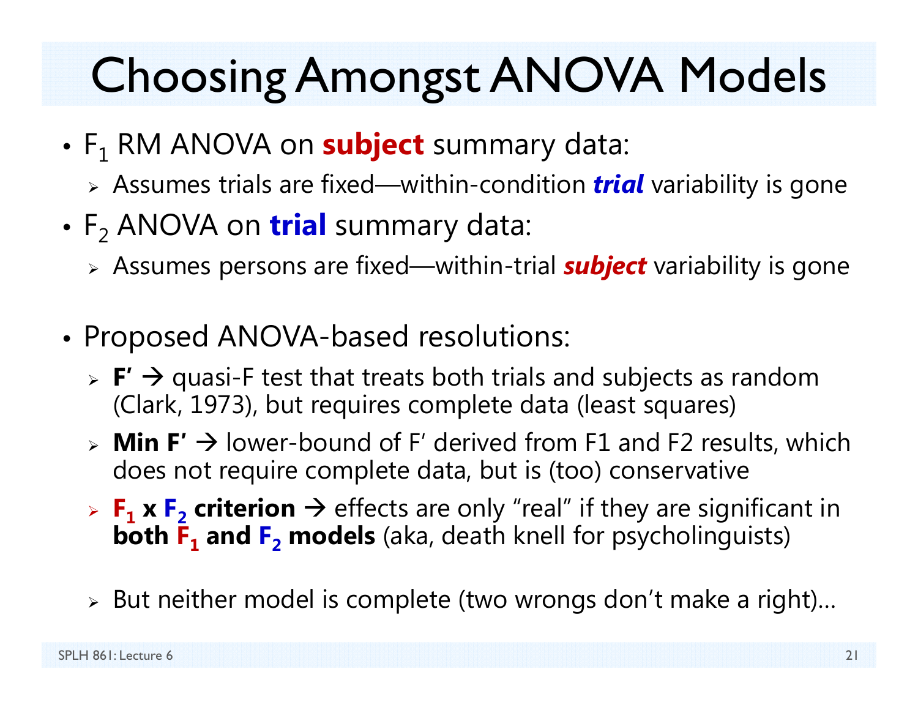# Choosing Amongst ANOVA Models

- $F_1$ RM ANOVA on **subject** summary data:
  - Assumes trials are fixed—within-condition ***trial*** variability is gone
- $F_2$ ANOVA on **trial** summary data:
  - Assumes persons are fixed—within-trial ***subject*** variability is gone

- Proposed ANOVA-based resolutions:
  - **F′** → quasi-F test that treats both trials and subjects as random (Clark, 1973), but requires complete data (least squares)
  - **Min F′** → lower-bound of F′ derived from F1 and F2 results, which does not require complete data, but is (too) conservative
  - **$F_1$ x $F_2$ criterion** → effects are only "real" if they are significant in **both $F_1$ and $F_2$ models** (aka, death knell for psycholinguists)

  - But neither model is complete (two wrongs don't make a right)…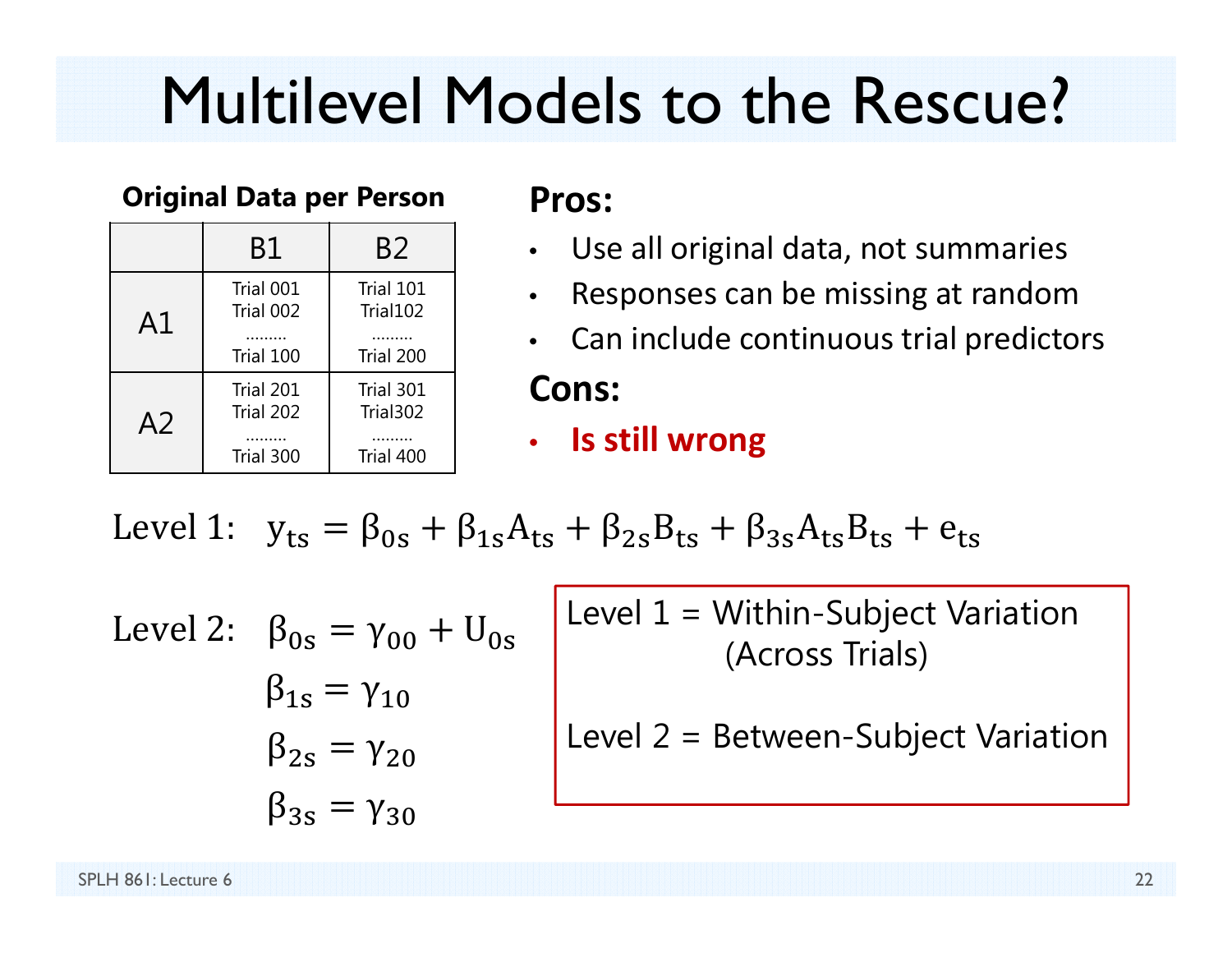# Multilevel Models to the Rescue?

**Original Data per Person**

| | B1 | B2 |
|---|---|---|
| A1 | Trial 001<br>Trial 002<br>.........<br>Trial 100 | Trial 101<br>Trial102<br>.........<br>Trial 200 |
| A2 | Trial 201<br>Trial 202<br>.........<br>Trial 300 | Trial 301<br>Trial302<br>.........<br>Trial 400 |

**Pros:**

- Use all original data, not summaries
- Responses can be missing at random
- Can include continuous trial predictors

**Cons:**

- **Is still wrong**

Level 1: $y_{ts} = \beta_{0s} + \beta_{1s}A_{ts} + \beta_{2s}B_{ts} + \beta_{3s}A_{ts}B_{ts} + e_{ts}$

Level 2:

$$\beta_{0s} = \gamma_{00} + U_{0s}$$
$$\beta_{1s} = \gamma_{10}$$
$$\beta_{2s} = \gamma_{20}$$
$$\beta_{3s} = \gamma_{30}$$

Level 1 = Within-Subject Variation (Across Trials)

Level 2 = Between-Subject Variation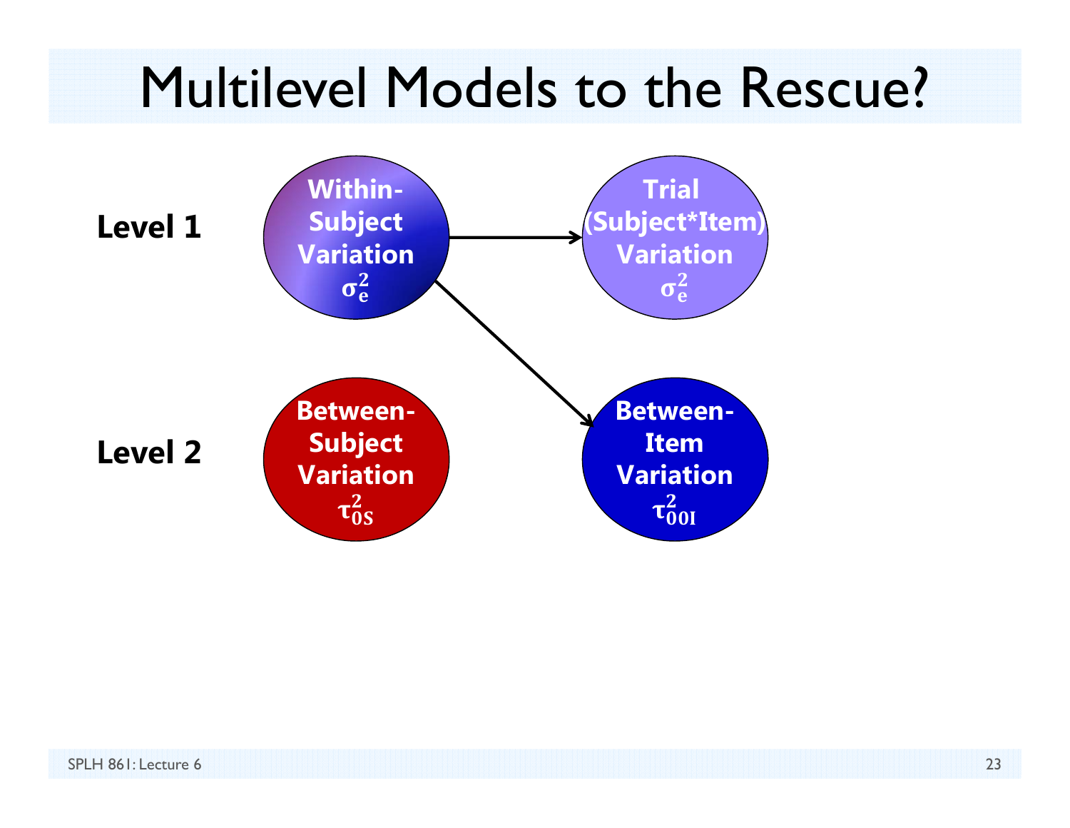# Multilevel Models to the Rescue?

Level 1

Within-Subject Variation $\sigma_e^2$

Trial (Subject*Item) Variation $\sigma_e^2$

Level 2

Between-Subject Variation $\tau_{0S}^2$

Between-Item Variation $\tau_{00I}^2$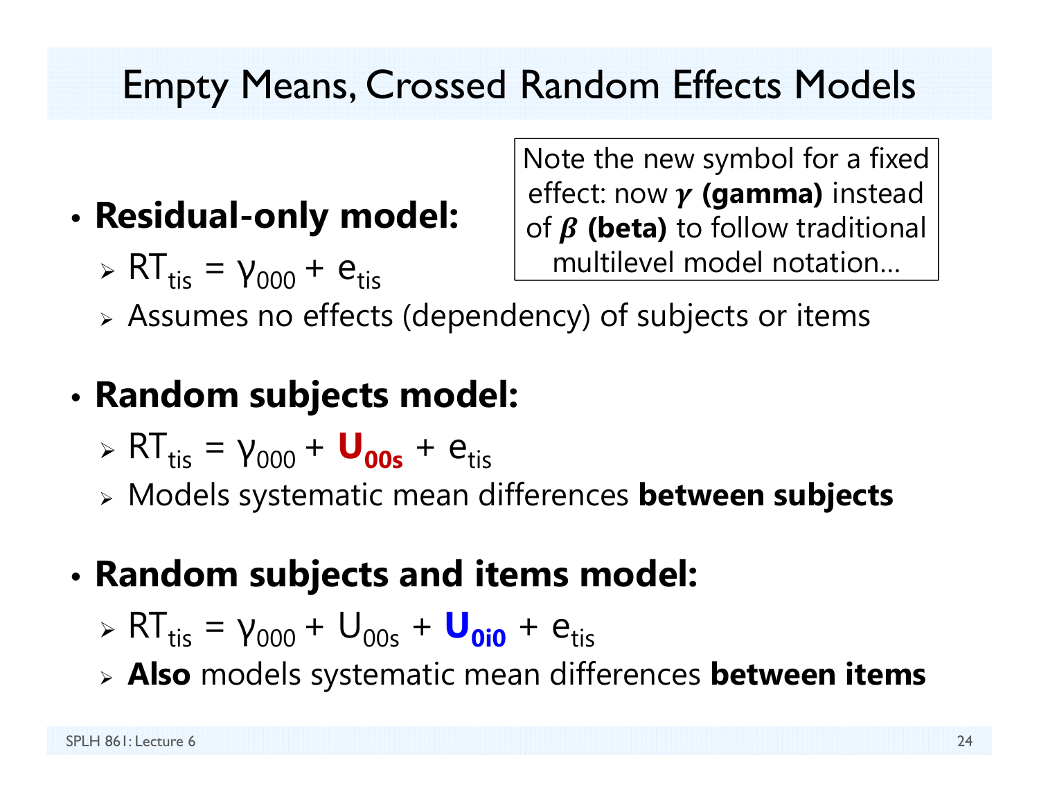# Empty Means, Crossed Random Effects Models

Note the new symbol for a fixed effect: now $\gamma$ **(gamma)** instead of $\beta$ **(beta)** to follow traditional multilevel model notation…

- **Residual-only model:**
  - $RT_{tis} = \gamma_{000} + e_{tis}$
  - Assumes no effects (dependency) of subjects or items
- **Random subjects model:**
  - $RT_{tis} = \gamma_{000} + \mathbf{U_{00s}} + e_{tis}$
  - Models systematic mean differences **between subjects**
- **Random subjects and items model:**
  - $RT_{tis} = \gamma_{000} + U_{00s} + \mathbf{U_{0i0}} + e_{tis}$
  - **Also** models systematic mean differences **between items**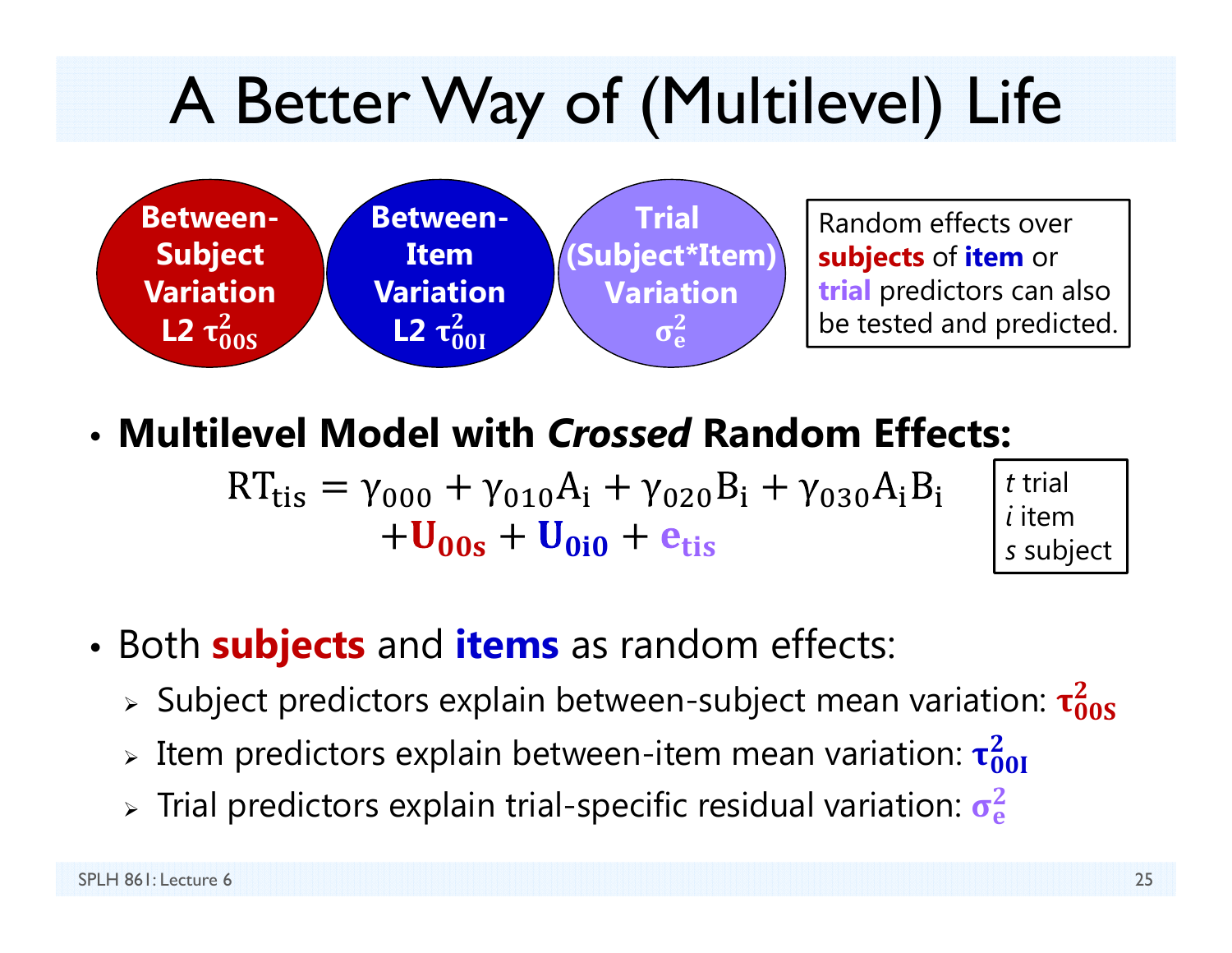# A Better Way of (Multilevel) Life

**Between-Subject Variation L2 $\tau^2_{00S}$**

**Between-Item Variation L2 $\tau^2_{00I}$**

**Trial (Subject*Item) Variation $\sigma^2_e$**

Random effects over **subjects** of **item** or **trial** predictors can also be tested and predicted.

- **Multilevel Model with *Crossed* Random Effects:**

$$\mathrm{RT}_{tis} = \gamma_{000} + \gamma_{010}\mathrm{A}_i + \gamma_{020}\mathrm{B}_i + \gamma_{030}\mathrm{A}_i\mathrm{B}_i$$
$$+ \mathbf{U_{00s}} + \mathbf{U_{0i0}} + \mathbf{e_{tis}}$$

*t* trial
*i* item
*s* subject

- Both **subjects** and **items** as random effects:
  - Subject predictors explain between-subject mean variation: $\boldsymbol{\tau^2_{00S}}$
  - Item predictors explain between-item mean variation: $\boldsymbol{\tau^2_{00I}}$
  - Trial predictors explain trial-specific residual variation: $\boldsymbol{\sigma^2_e}$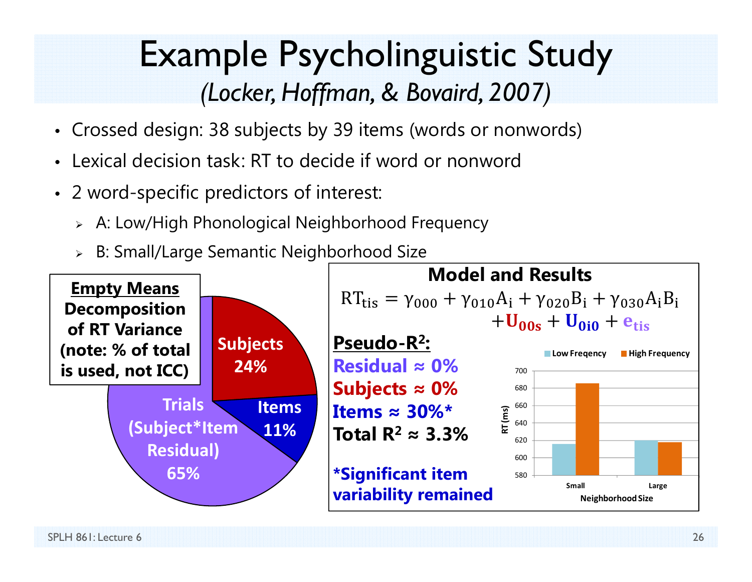# Example Psycholinguistic Study

*(Locker, Hoffman, & Bovaird, 2007)*

- Crossed design: 38 subjects by 39 items (words or nonwords)
- Lexical decision task: RT to decide if word or nonword
- 2 word-specific predictors of interest:
  - A: Low/High Phonological Neighborhood Frequency
  - B: Small/Large Semantic Neighborhood Size

**Empty Means Decomposition of RT Variance (note: % of total is used, not ICC)**

Subjects 24%

Items 11%

Trials (Subject*Item Residual) 65%

**Model and Results**

$$RT_{tis} = \gamma_{000} + \gamma_{010}A_i + \gamma_{020}B_i + \gamma_{030}A_iB_i + U_{00s} + U_{0i0} + e_{tis}$$

**Pseudo-$R^2$:**

**Residual ≈ 0%**

**Subjects ≈ 0%**

**Items ≈ 30%***

**Total $R^2$ ≈ 3.3%**

***Significant item variability remained**

Low Freqency
High Frequency

RT (ms)

700
680
660
640
620
600
580

Small
Large

Neighborhood Size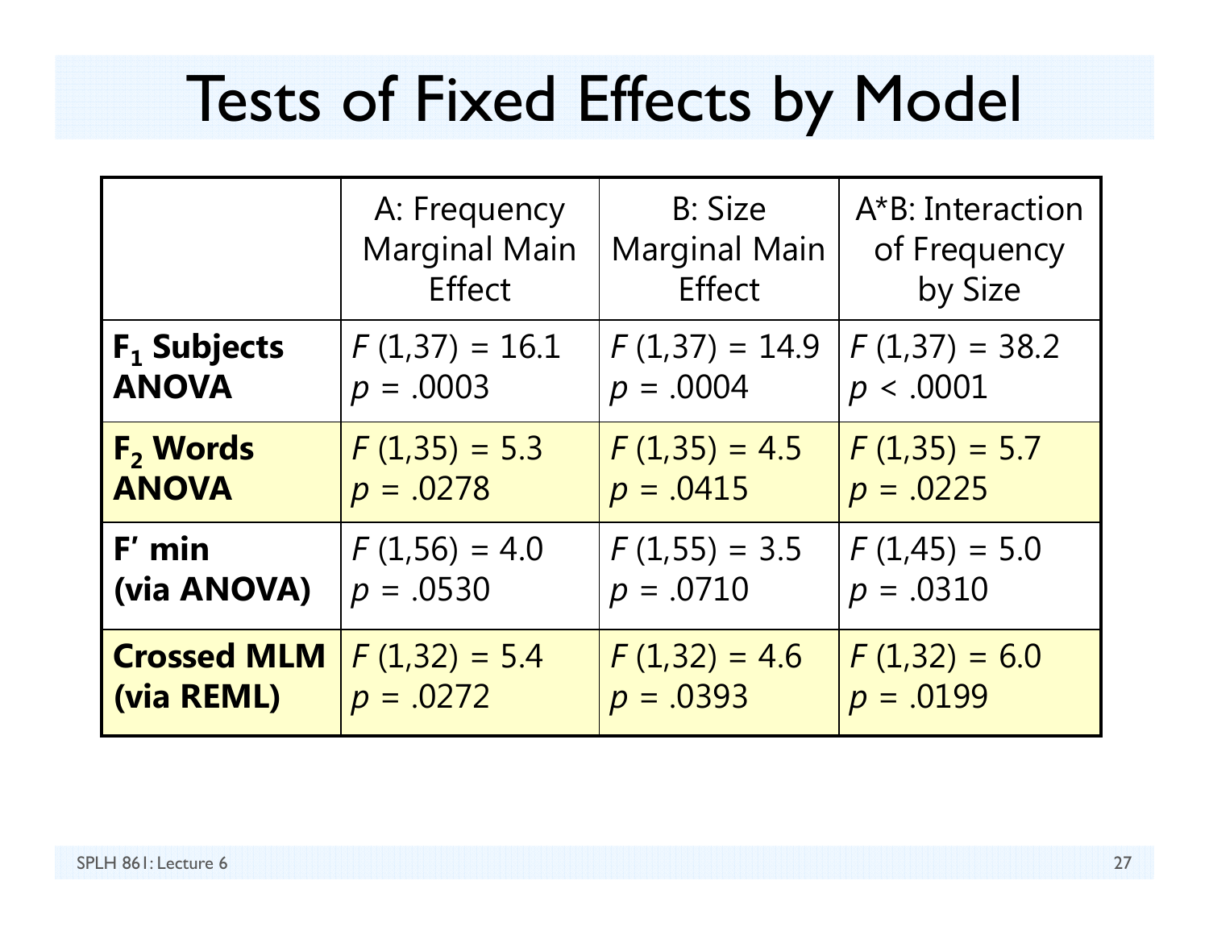# Tests of Fixed Effects by Model

| | A: Frequency Marginal Main Effect | B: Size Marginal Main Effect | A*B: Interaction of Frequency by Size |
|---|---|---|---|
| **$F_1$ Subjects ANOVA** | $F(1,37) = 16.1$ $p = .0003$ | $F(1,37) = 14.9$ $p = .0004$ | $F(1,37) = 38.2$ $p < .0001$ |
| **$F_2$ Words ANOVA** | $F(1,35) = 5.3$ $p = .0278$ | $F(1,35) = 4.5$ $p = .0415$ | $F(1,35) = 5.7$ $p = .0225$ |
| **F' min (via ANOVA)** | $F(1,56) = 4.0$ $p = .0530$ | $F(1,55) = 3.5$ $p = .0710$ | $F(1,45) = 5.0$ $p = .0310$ |
| **Crossed MLM (via REML)** | $F(1,32) = 5.4$ $p = .0272$ | $F(1,32) = 4.6$ $p = .0393$ | $F(1,32) = 6.0$ $p = .0199$ |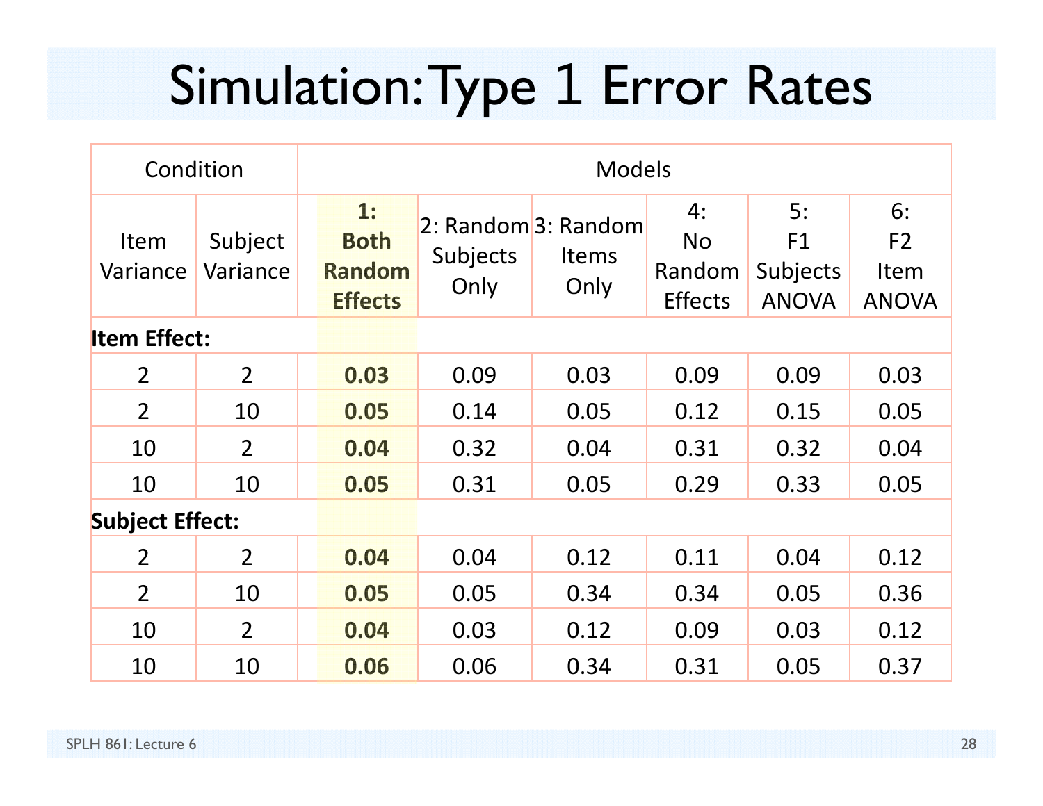# Simulation: Type 1 Error Rates

| Condition | | | Models | | | | | |
|---|---|---|---|---|---|---|---|---|
| Item Variance | Subject Variance | | **1: Both Random Effects** | 2: Random Subjects Only | 3: Random Items Only | 4: No Random Effects | 5: F1 Subjects ANOVA | 6: F2 Item ANOVA |
| **Item Effect:** | | | | | | | | |
| 2 | 2 | | **0.03** | 0.09 | 0.03 | 0.09 | 0.09 | 0.03 |
| 2 | 10 | | **0.05** | 0.14 | 0.05 | 0.12 | 0.15 | 0.05 |
| 10 | 2 | | **0.04** | 0.32 | 0.04 | 0.31 | 0.32 | 0.04 |
| 10 | 10 | | **0.05** | 0.31 | 0.05 | 0.29 | 0.33 | 0.05 |
| **Subject Effect:** | | | | | | | | |
| 2 | 2 | | **0.04** | 0.04 | 0.12 | 0.11 | 0.04 | 0.12 |
| 2 | 10 | | **0.05** | 0.05 | 0.34 | 0.34 | 0.05 | 0.36 |
| 10 | 2 | | **0.04** | 0.03 | 0.12 | 0.09 | 0.03 | 0.12 |
| 10 | 10 | | **0.06** | 0.06 | 0.34 | 0.31 | 0.05 | 0.37 |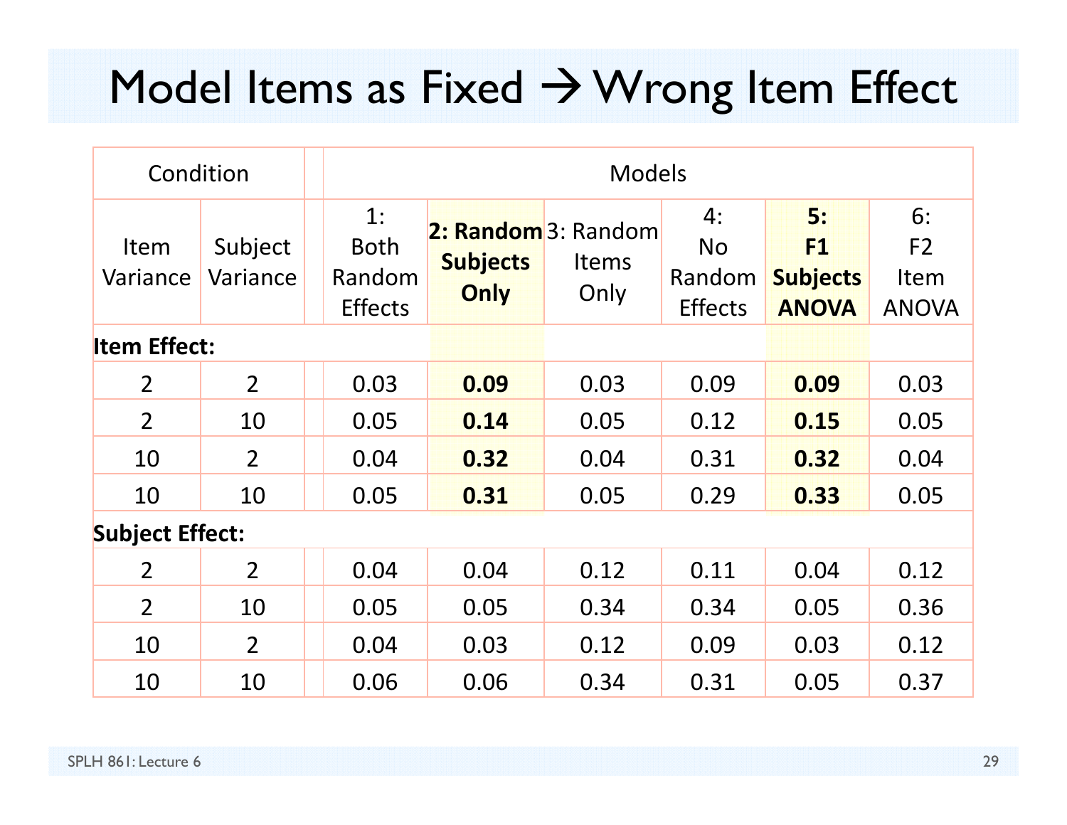# Model Items as Fixed → Wrong Item Effect

| Condition | | Models | | | | | |
|---|---|---|---|---|---|---|---|
| Item Variance | Subject Variance | 1: Both Random Effects | **2: Random Subjects Only** | 3: Random Items Only | 4: No Random Effects | **5: F1 Subjects ANOVA** | 6: F2 Item ANOVA |
| **Item Effect:** | | | | | | | |
| 2 | 2 | 0.03 | **0.09** | 0.03 | 0.09 | **0.09** | 0.03 |
| 2 | 10 | 0.05 | **0.14** | 0.05 | 0.12 | **0.15** | 0.05 |
| 10 | 2 | 0.04 | **0.32** | 0.04 | 0.31 | **0.32** | 0.04 |
| 10 | 10 | 0.05 | **0.31** | 0.05 | 0.29 | **0.33** | 0.05 |
| **Subject Effect:** | | | | | | | |
| 2 | 2 | 0.04 | 0.04 | 0.12 | 0.11 | 0.04 | 0.12 |
| 2 | 10 | 0.05 | 0.05 | 0.34 | 0.34 | 0.05 | 0.36 |
| 10 | 2 | 0.04 | 0.03 | 0.12 | 0.09 | 0.03 | 0.12 |
| 10 | 10 | 0.06 | 0.06 | 0.34 | 0.31 | 0.05 | 0.37 |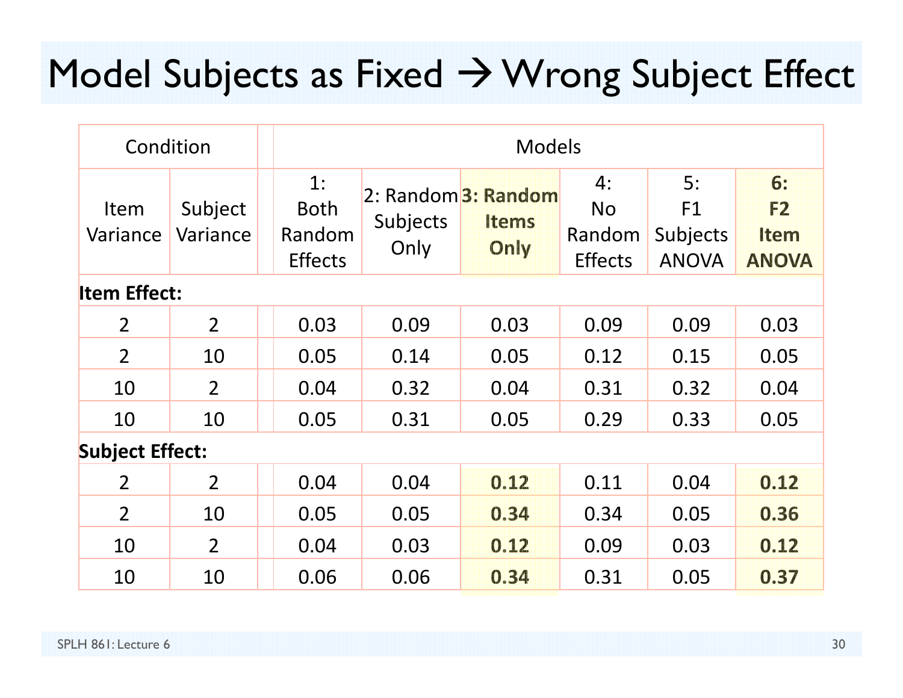# Model Subjects as Fixed → Wrong Subject Effect

| Condition | | | Models | | | | | |
|---|---|---|---|---|---|---|---|---|
| Item Variance | Subject Variance | | 1: Both Random Effects | 2: Random Subjects Only | **3: Random Items Only** | 4: No Random Effects | 5: F1 Subjects ANOVA | **6: F2 Item ANOVA** |
| **Item Effect:** | | | | | | | | |
| 2 | 2 | | 0.03 | 0.09 | 0.03 | 0.09 | 0.09 | 0.03 |
| 2 | 10 | | 0.05 | 0.14 | 0.05 | 0.12 | 0.15 | 0.05 |
| 10 | 2 | | 0.04 | 0.32 | 0.04 | 0.31 | 0.32 | 0.04 |
| 10 | 10 | | 0.05 | 0.31 | 0.05 | 0.29 | 0.33 | 0.05 |
| **Subject Effect:** | | | | | | | | |
| 2 | 2 | | 0.04 | 0.04 | **0.12** | 0.11 | 0.04 | **0.12** |
| 2 | 10 | | 0.05 | 0.05 | **0.34** | 0.34 | 0.05 | **0.36** |
| 10 | 2 | | 0.04 | 0.03 | **0.12** | 0.09 | 0.03 | **0.12** |
| 10 | 10 | | 0.06 | 0.06 | **0.34** | 0.31 | 0.05 | **0.37** |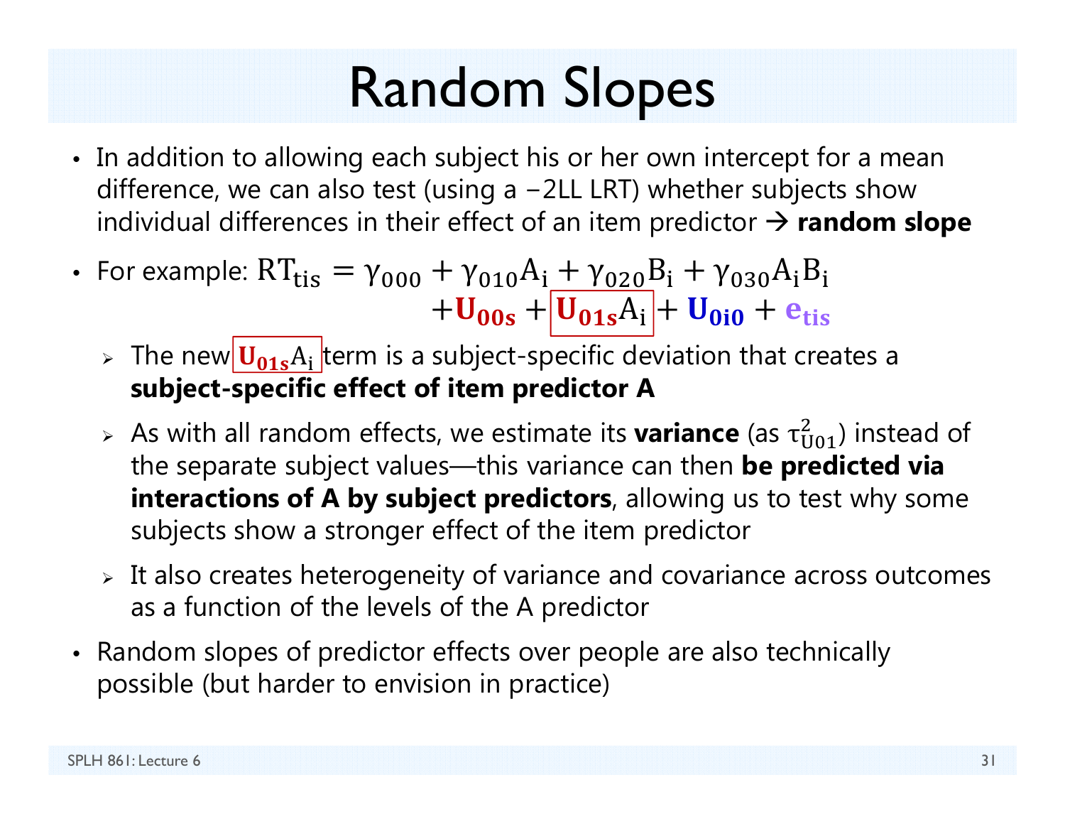# Random Slopes

- In addition to allowing each subject his or her own intercept for a mean difference, we can also test (using a −2LL LRT) whether subjects show individual differences in their effect of an item predictor → **random slope**
- For example: $\mathrm{RT_{tis}} = \gamma_{000} + \gamma_{010}\mathrm{A_i} + \gamma_{020}\mathrm{B_i} + \gamma_{030}\mathrm{A_i B_i}$
  $+\mathbf{U_{00s}} + \mathbf{U_{01s}}\mathrm{A_i} + \mathbf{U_{0i0}} + \mathbf{e_{tis}}$
  - The new $\mathbf{U_{01s}}\mathrm{A_i}$ term is a subject-specific deviation that creates a **subject-specific effect of item predictor A**
  - As with all random effects, we estimate its **variance** (as $\tau^2_{U01}$) instead of the separate subject values—this variance can then **be predicted via interactions of A by subject predictors**, allowing us to test why some subjects show a stronger effect of the item predictor
  - It also creates heterogeneity of variance and covariance across outcomes as a function of the levels of the A predictor
- Random slopes of predictor effects over people are also technically possible (but harder to envision in practice)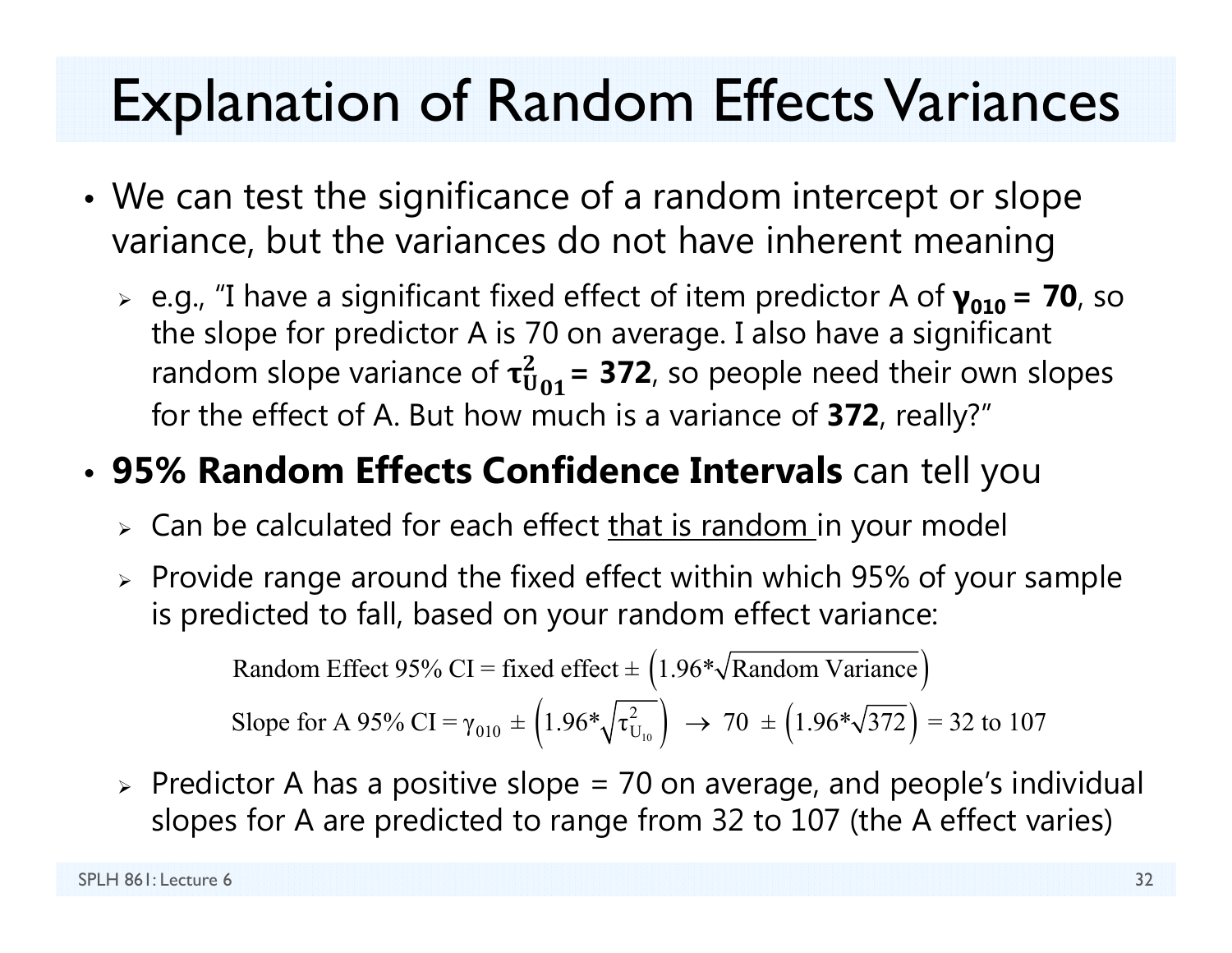# Explanation of Random Effects Variances

- We can test the significance of a random intercept or slope variance, but the variances do not have inherent meaning
  - e.g., "I have a significant fixed effect of item predictor A of $\boldsymbol{\gamma_{010}}$ **= 70**, so the slope for predictor A is 70 on average. I also have a significant random slope variance of $\boldsymbol{\tau^2_{U01}}$ **= 372**, so people need their own slopes for the effect of A. But how much is a variance of **372**, really?"
- **95% Random Effects Confidence Intervals** can tell you
  - Can be calculated for each effect <u>that is random</u> in your model
  - Provide range around the fixed effect within which 95% of your sample is predicted to fall, based on your random effect variance:

$$\text{Random Effect 95\% CI} = \text{fixed effect} \pm \left(1.96 * \sqrt{\text{Random Variance}}\right)$$

$$\text{Slope for A 95\% CI} = \gamma_{010} \pm \left(1.96 * \sqrt{\tau^2_{U_{10}}}\right) \rightarrow 70 \pm \left(1.96 * \sqrt{372}\right) = 32 \text{ to } 107$$

  - Predictor A has a positive slope = 70 on average, and people's individual slopes for A are predicted to range from 32 to 107 (the A effect varies)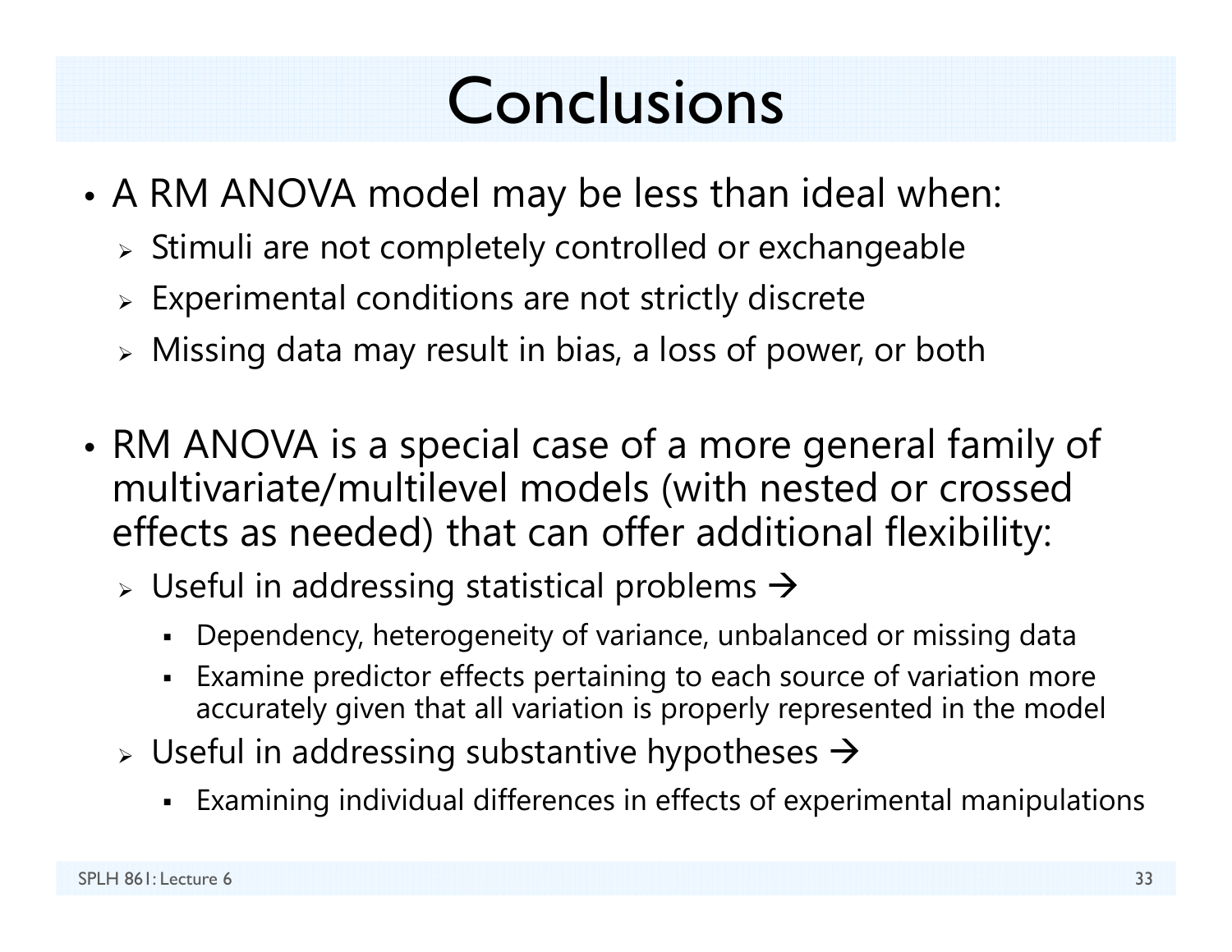# Conclusions

- A RM ANOVA model may be less than ideal when:
  - Stimuli are not completely controlled or exchangeable
  - Experimental conditions are not strictly discrete
  - Missing data may result in bias, a loss of power, or both

- RM ANOVA is a special case of a more general family of multivariate/multilevel models (with nested or crossed effects as needed) that can offer additional flexibility:
  - Useful in addressing statistical problems →
    - Dependency, heterogeneity of variance, unbalanced or missing data
    - Examine predictor effects pertaining to each source of variation more accurately given that all variation is properly represented in the model
  - Useful in addressing substantive hypotheses →
    - Examining individual differences in effects of experimental manipulations